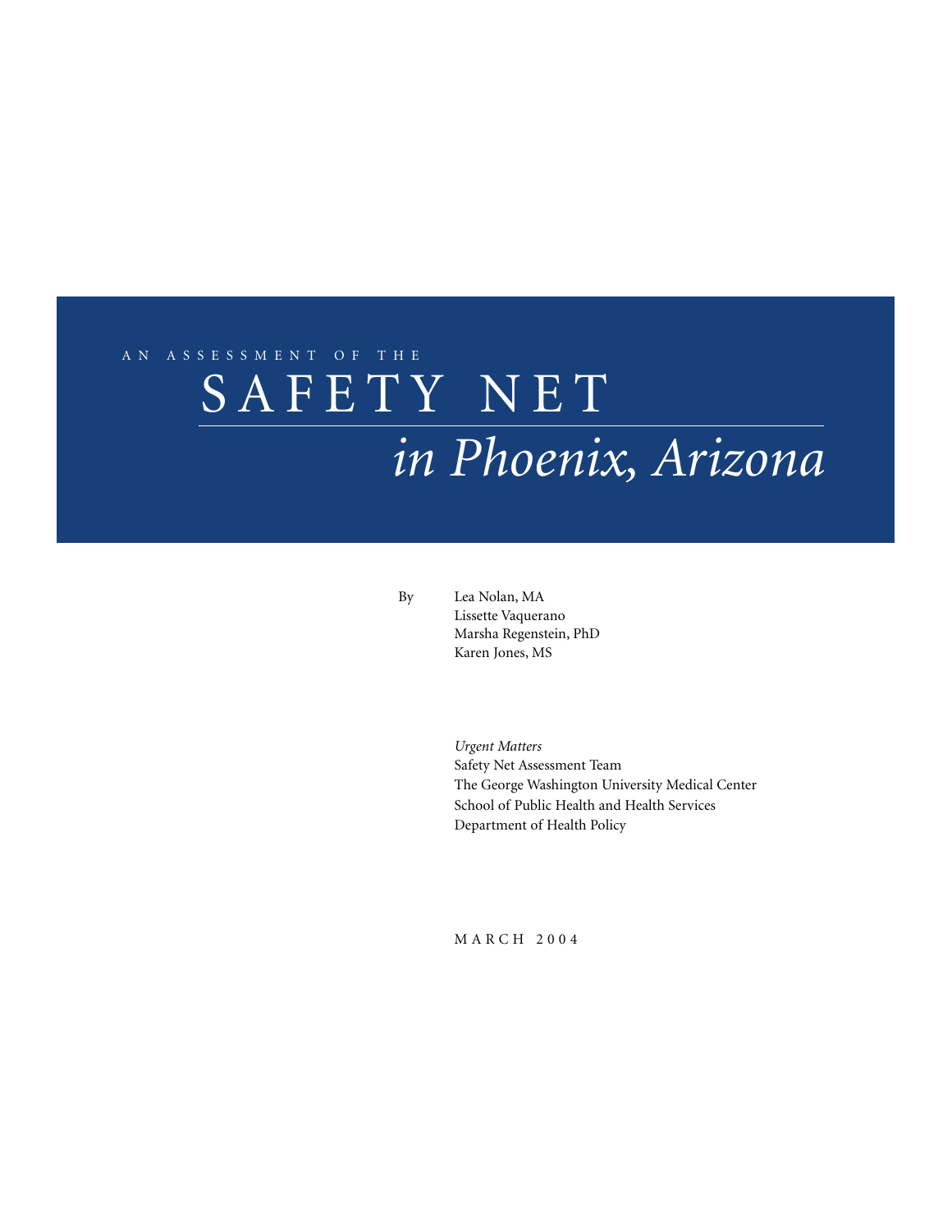AN ASSESSMENT OF THE

# SAFETY NET *in Phoenix, Arizona*

By

Lea Nolan, MA
Lissette Vaquerano
Marsha Regenstein, PhD
Karen Jones, MS

*Urgent Matters*
Safety Net Assessment Team
The George Washington University Medical Center
School of Public Health and Health Services
Department of Health Policy

MARCH 2004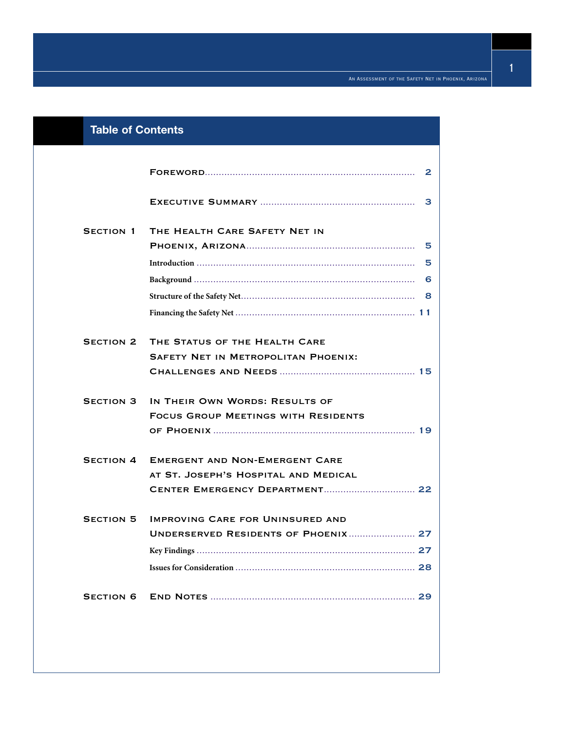# Table of Contents

| | | |
|---|---|---|
| | Foreword | 2 |
| | Executive Summary | 3 |
| Section 1 | The Health Care Safety Net in Phoenix, Arizona | 5 |
| | Introduction | 5 |
| | Background | 6 |
| | Structure of the Safety Net | 8 |
| | Financing the Safety Net | 11 |
| Section 2 | The Status of the Health Care Safety Net in Metropolitan Phoenix: Challenges and Needs | 15 |
| Section 3 | In Their Own Words: Results of Focus Group Meetings with Residents of Phoenix | 19 |
| Section 4 | Emergent and Non-Emergent Care at St. Joseph's Hospital and Medical Center Emergency Department | 22 |
| Section 5 | Improving Care for Uninsured and Underserved Residents of Phoenix | 27 |
| | Key Findings | 27 |
| | Issues for Consideration | 28 |
| Section 6 | End Notes | 29 |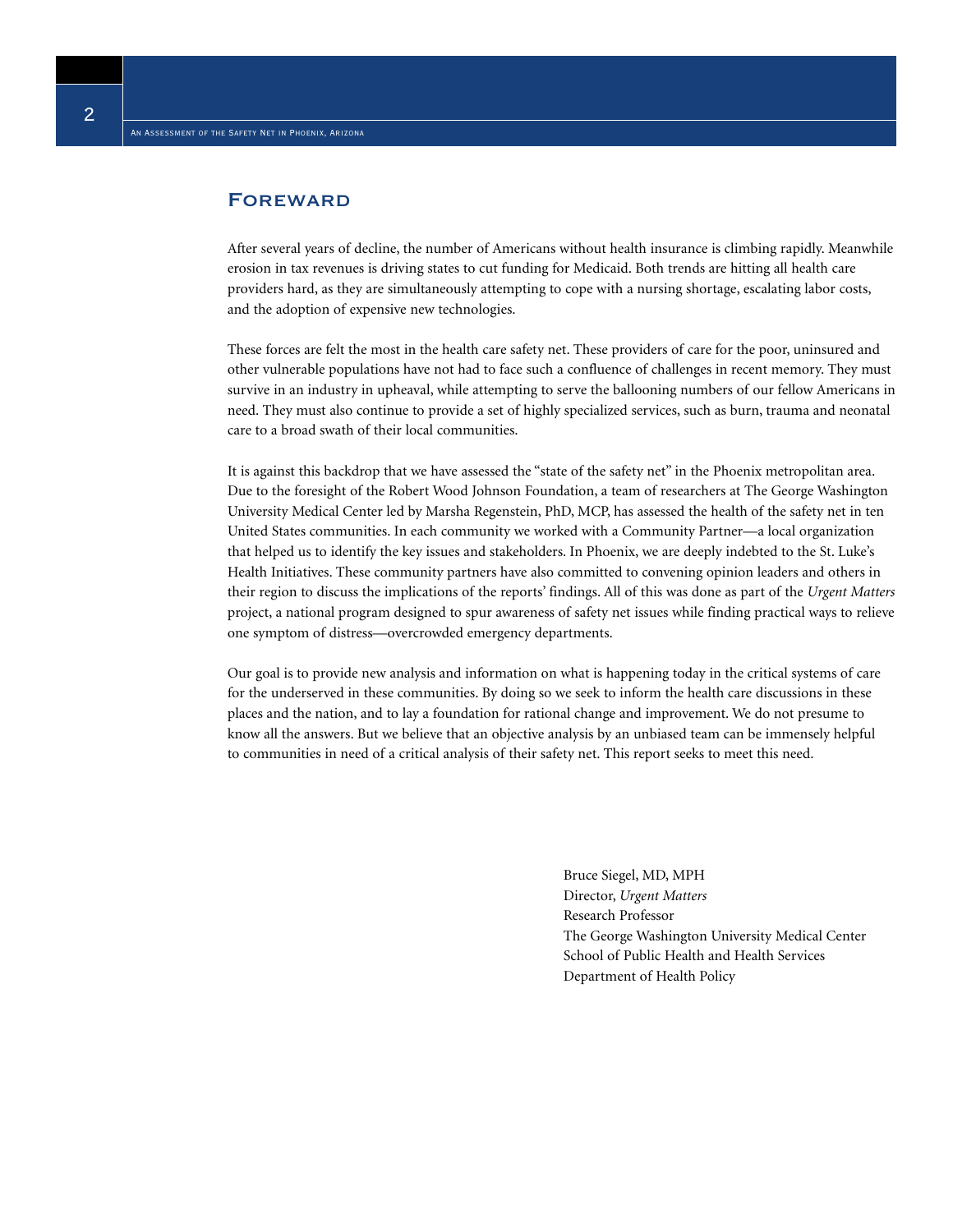# Foreward

After several years of decline, the number of Americans without health insurance is climbing rapidly. Meanwhile erosion in tax revenues is driving states to cut funding for Medicaid. Both trends are hitting all health care providers hard, as they are simultaneously attempting to cope with a nursing shortage, escalating labor costs, and the adoption of expensive new technologies.

These forces are felt the most in the health care safety net. These providers of care for the poor, uninsured and other vulnerable populations have not had to face such a confluence of challenges in recent memory. They must survive in an industry in upheaval, while attempting to serve the ballooning numbers of our fellow Americans in need. They must also continue to provide a set of highly specialized services, such as burn, trauma and neonatal care to a broad swath of their local communities.

It is against this backdrop that we have assessed the "state of the safety net" in the Phoenix metropolitan area. Due to the foresight of the Robert Wood Johnson Foundation, a team of researchers at The George Washington University Medical Center led by Marsha Regenstein, PhD, MCP, has assessed the health of the safety net in ten United States communities. In each community we worked with a Community Partner—a local organization that helped us to identify the key issues and stakeholders. In Phoenix, we are deeply indebted to the St. Luke's Health Initiatives. These community partners have also committed to convening opinion leaders and others in their region to discuss the implications of the reports' findings. All of this was done as part of the *Urgent Matters* project, a national program designed to spur awareness of safety net issues while finding practical ways to relieve one symptom of distress—overcrowded emergency departments.

Our goal is to provide new analysis and information on what is happening today in the critical systems of care for the underserved in these communities. By doing so we seek to inform the health care discussions in these places and the nation, and to lay a foundation for rational change and improvement. We do not presume to know all the answers. But we believe that an objective analysis by an unbiased team can be immensely helpful to communities in need of a critical analysis of their safety net. This report seeks to meet this need.

Bruce Siegel, MD, MPH
Director, *Urgent Matters*
Research Professor
The George Washington University Medical Center
School of Public Health and Health Services
Department of Health Policy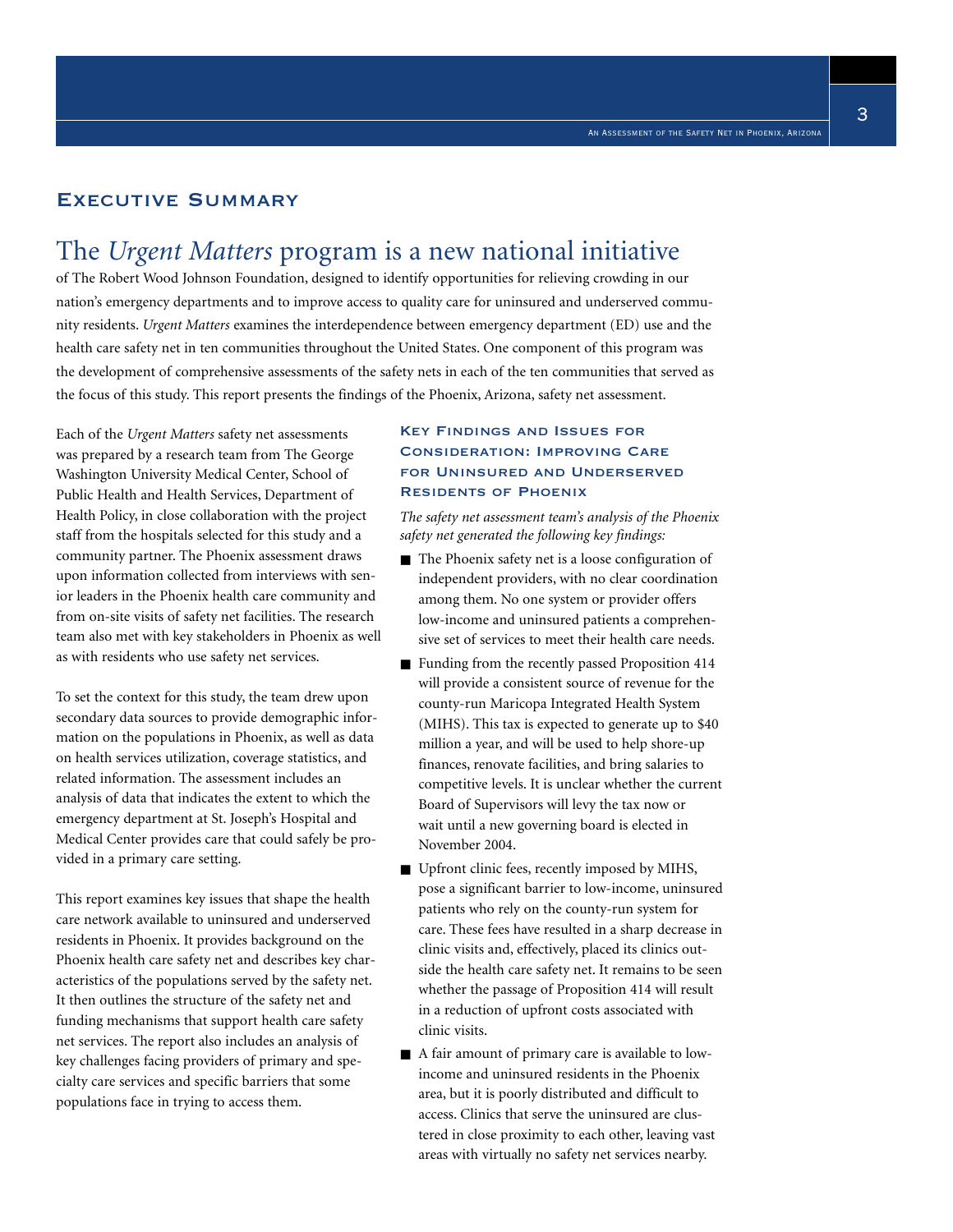## Executive Summary

The *Urgent Matters* program is a new national initiative of The Robert Wood Johnson Foundation, designed to identify opportunities for relieving crowding in our nation's emergency departments and to improve access to quality care for uninsured and underserved community residents. *Urgent Matters* examines the interdependence between emergency department (ED) use and the health care safety net in ten communities throughout the United States. One component of this program was the development of comprehensive assessments of the safety nets in each of the ten communities that served as the focus of this study. This report presents the findings of the Phoenix, Arizona, safety net assessment.

Each of the *Urgent Matters* safety net assessments was prepared by a research team from The George Washington University Medical Center, School of Public Health and Health Services, Department of Health Policy, in close collaboration with the project staff from the hospitals selected for this study and a community partner. The Phoenix assessment draws upon information collected from interviews with senior leaders in the Phoenix health care community and from on-site visits of safety net facilities. The research team also met with key stakeholders in Phoenix as well as with residents who use safety net services.

To set the context for this study, the team drew upon secondary data sources to provide demographic information on the populations in Phoenix, as well as data on health services utilization, coverage statistics, and related information. The assessment includes an analysis of data that indicates the extent to which the emergency department at St. Joseph's Hospital and Medical Center provides care that could safely be provided in a primary care setting.

This report examines key issues that shape the health care network available to uninsured and underserved residents in Phoenix. It provides background on the Phoenix health care safety net and describes key characteristics of the populations served by the safety net. It then outlines the structure of the safety net and funding mechanisms that support health care safety net services. The report also includes an analysis of key challenges facing providers of primary and specialty care services and specific barriers that some populations face in trying to access them.

### Key Findings and Issues for Consideration: Improving Care for Uninsured and Underserved Residents of Phoenix

*The safety net assessment team's analysis of the Phoenix safety net generated the following key findings:*

- The Phoenix safety net is a loose configuration of independent providers, with no clear coordination among them. No one system or provider offers low-income and uninsured patients a comprehensive set of services to meet their health care needs.
- Funding from the recently passed Proposition 414 will provide a consistent source of revenue for the county-run Maricopa Integrated Health System (MIHS). This tax is expected to generate up to $40 million a year, and will be used to help shore-up finances, renovate facilities, and bring salaries to competitive levels. It is unclear whether the current Board of Supervisors will levy the tax now or wait until a new governing board is elected in November 2004.
- Upfront clinic fees, recently imposed by MIHS, pose a significant barrier to low-income, uninsured patients who rely on the county-run system for care. These fees have resulted in a sharp decrease in clinic visits and, effectively, placed its clinics outside the health care safety net. It remains to be seen whether the passage of Proposition 414 will result in a reduction of upfront costs associated with clinic visits.
- A fair amount of primary care is available to low-income and uninsured residents in the Phoenix area, but it is poorly distributed and difficult to access. Clinics that serve the uninsured are clustered in close proximity to each other, leaving vast areas with virtually no safety net services nearby.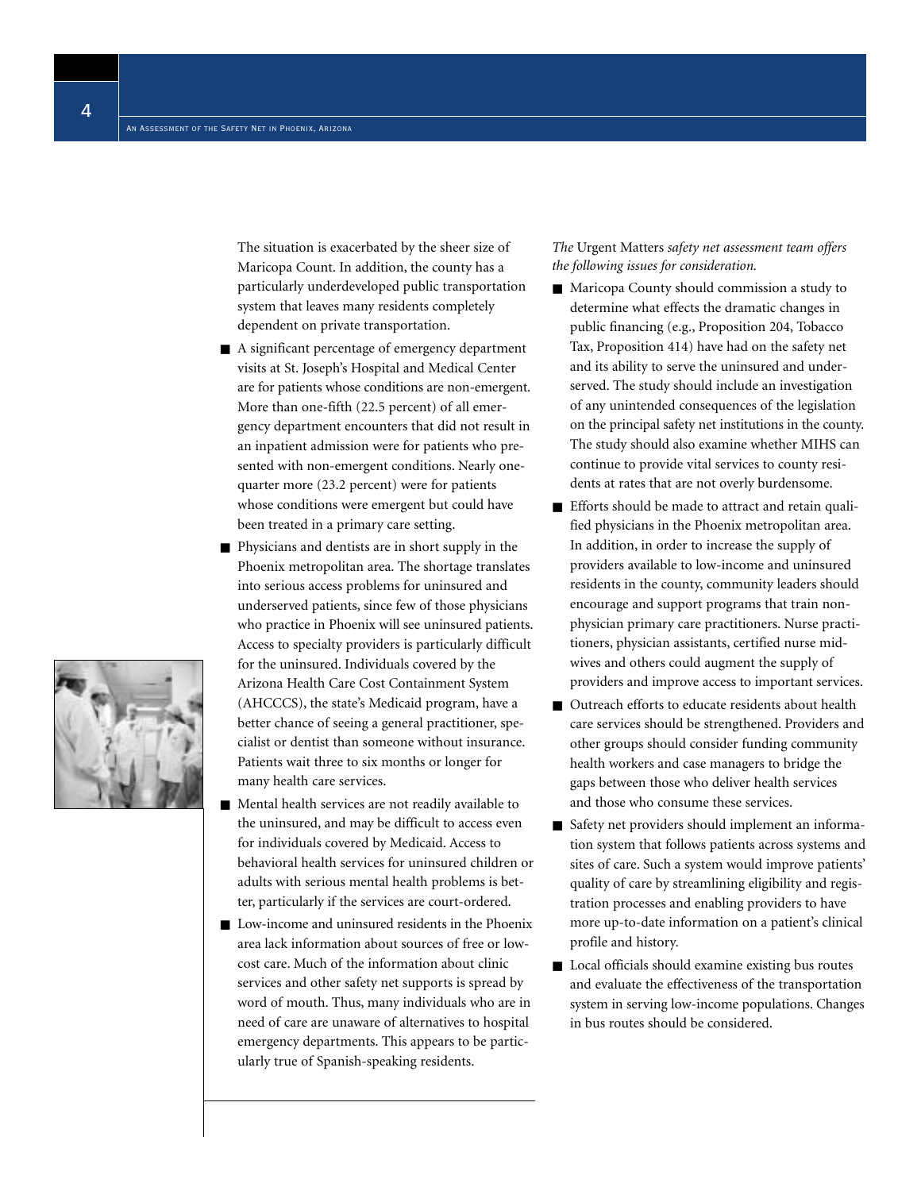The situation is exacerbated by the sheer size of Maricopa Count. In addition, the county has a particularly underdeveloped public transportation system that leaves many residents completely dependent on private transportation.

- A significant percentage of emergency department visits at St. Joseph's Hospital and Medical Center are for patients whose conditions are non-emergent. More than one-fifth (22.5 percent) of all emergency department encounters that did not result in an inpatient admission were for patients who presented with non-emergent conditions. Nearly one-quarter more (23.2 percent) were for patients whose conditions were emergent but could have been treated in a primary care setting.
- Physicians and dentists are in short supply in the Phoenix metropolitan area. The shortage translates into serious access problems for uninsured and underserved patients, since few of those physicians who practice in Phoenix will see uninsured patients. Access to specialty providers is particularly difficult for the uninsured. Individuals covered by the Arizona Health Care Cost Containment System (AHCCCS), the state's Medicaid program, have a better chance of seeing a general practitioner, specialist or dentist than someone without insurance. Patients wait three to six months or longer for many health care services.
- Mental health services are not readily available to the uninsured, and may be difficult to access even for individuals covered by Medicaid. Access to behavioral health services for uninsured children or adults with serious mental health problems is better, particularly if the services are court-ordered.
- Low-income and uninsured residents in the Phoenix area lack information about sources of free or low-cost care. Much of the information about clinic services and other safety net supports is spread by word of mouth. Thus, many individuals who are in need of care are unaware of alternatives to hospital emergency departments. This appears to be particularly true of Spanish-speaking residents.

*The* Urgent Matters *safety net assessment team offers the following issues for consideration.*

- Maricopa County should commission a study to determine what effects the dramatic changes in public financing (e.g., Proposition 204, Tobacco Tax, Proposition 414) have had on the safety net and its ability to serve the uninsured and underserved. The study should include an investigation of any unintended consequences of the legislation on the principal safety net institutions in the county. The study should also examine whether MIHS can continue to provide vital services to county residents at rates that are not overly burdensome.
- Efforts should be made to attract and retain qualified physicians in the Phoenix metropolitan area. In addition, in order to increase the supply of providers available to low-income and uninsured residents in the county, community leaders should encourage and support programs that train non-physician primary care practitioners. Nurse practitioners, physician assistants, certified nurse midwives and others could augment the supply of providers and improve access to important services.
- Outreach efforts to educate residents about health care services should be strengthened. Providers and other groups should consider funding community health workers and case managers to bridge the gaps between those who deliver health services and those who consume these services.
- Safety net providers should implement an information system that follows patients across systems and sites of care. Such a system would improve patients' quality of care by streamlining eligibility and registration processes and enabling providers to have more up-to-date information on a patient's clinical profile and history.
- Local officials should examine existing bus routes and evaluate the effectiveness of the transportation system in serving low-income populations. Changes in bus routes should be considered.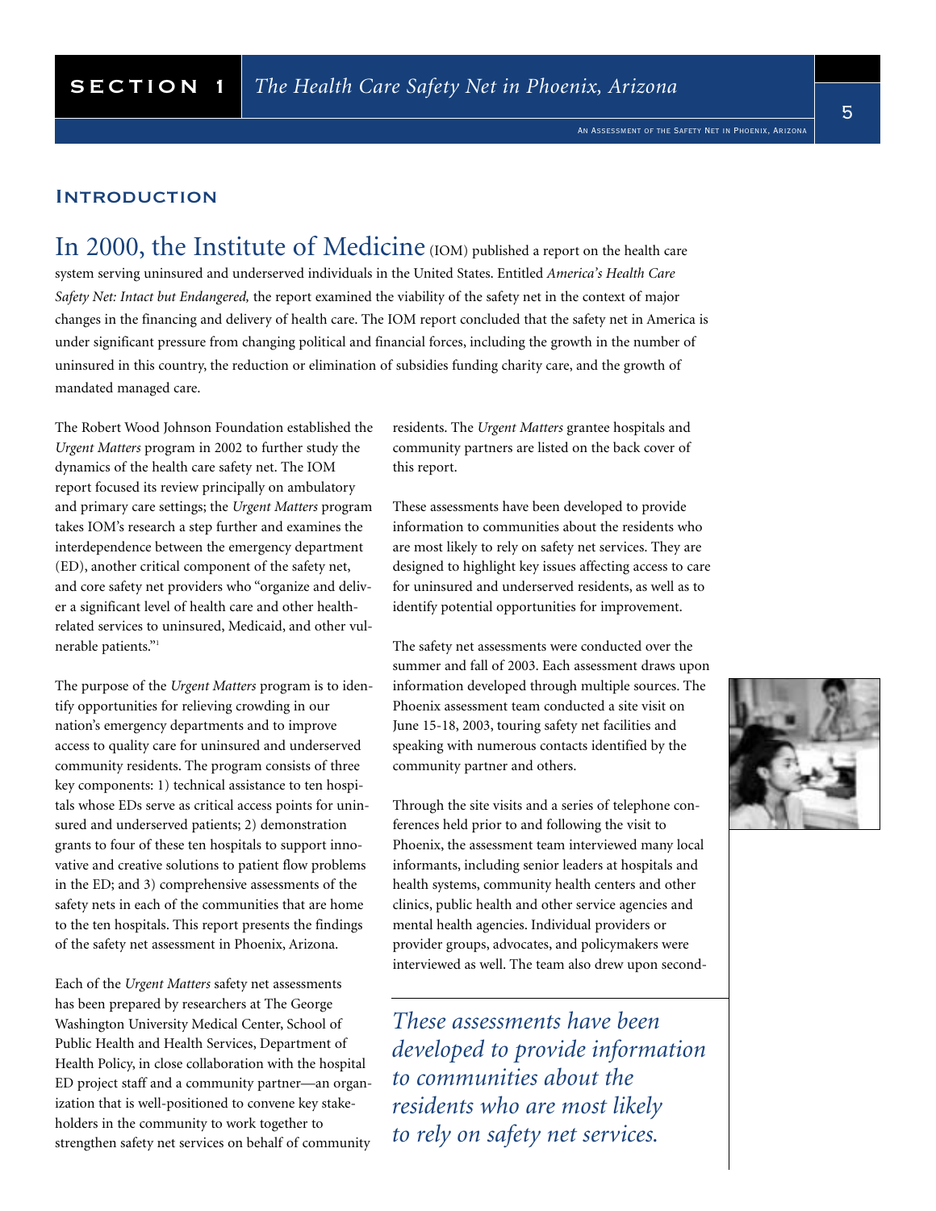## Introduction

In 2000, the Institute of Medicine (IOM) published a report on the health care system serving uninsured and underserved individuals in the United States. Entitled *America's Health Care Safety Net: Intact but Endangered,* the report examined the viability of the safety net in the context of major changes in the financing and delivery of health care. The IOM report concluded that the safety net in America is under significant pressure from changing political and financial forces, including the growth in the number of uninsured in this country, the reduction or elimination of subsidies funding charity care, and the growth of mandated managed care.

The Robert Wood Johnson Foundation established the *Urgent Matters* program in 2002 to further study the dynamics of the health care safety net. The IOM report focused its review principally on ambulatory and primary care settings; the *Urgent Matters* program takes IOM's research a step further and examines the interdependence between the emergency department (ED), another critical component of the safety net, and core safety net providers who "organize and deliver a significant level of health care and other health-related services to uninsured, Medicaid, and other vulnerable patients."[1]

The purpose of the *Urgent Matters* program is to identify opportunities for relieving crowding in our nation's emergency departments and to improve access to quality care for uninsured and underserved community residents. The program consists of three key components: 1) technical assistance to ten hospitals whose EDs serve as critical access points for uninsured and underserved patients; 2) demonstration grants to four of these ten hospitals to support innovative and creative solutions to patient flow problems in the ED; and 3) comprehensive assessments of the safety nets in each of the communities that are home to the ten hospitals. This report presents the findings of the safety net assessment in Phoenix, Arizona.

Each of the *Urgent Matters* safety net assessments has been prepared by researchers at The George Washington University Medical Center, School of Public Health and Health Services, Department of Health Policy, in close collaboration with the hospital ED project staff and a community partner—an organization that is well-positioned to convene key stakeholders in the community to work together to strengthen safety net services on behalf of community residents. The *Urgent Matters* grantee hospitals and community partners are listed on the back cover of this report.

These assessments have been developed to provide information to communities about the residents who are most likely to rely on safety net services. They are designed to highlight key issues affecting access to care for uninsured and underserved residents, as well as to identify potential opportunities for improvement.

The safety net assessments were conducted over the summer and fall of 2003. Each assessment draws upon information developed through multiple sources. The Phoenix assessment team conducted a site visit on June 15-18, 2003, touring safety net facilities and speaking with numerous contacts identified by the community partner and others.

Through the site visits and a series of telephone conferences held prior to and following the visit to Phoenix, the assessment team interviewed many local informants, including senior leaders at hospitals and health systems, community health centers and other clinics, public health and other service agencies and mental health agencies. Individual providers or provider groups, advocates, and policymakers were interviewed as well. The team also drew upon second-

*These assessments have been developed to provide information to communities about the residents who are most likely to rely on safety net services.*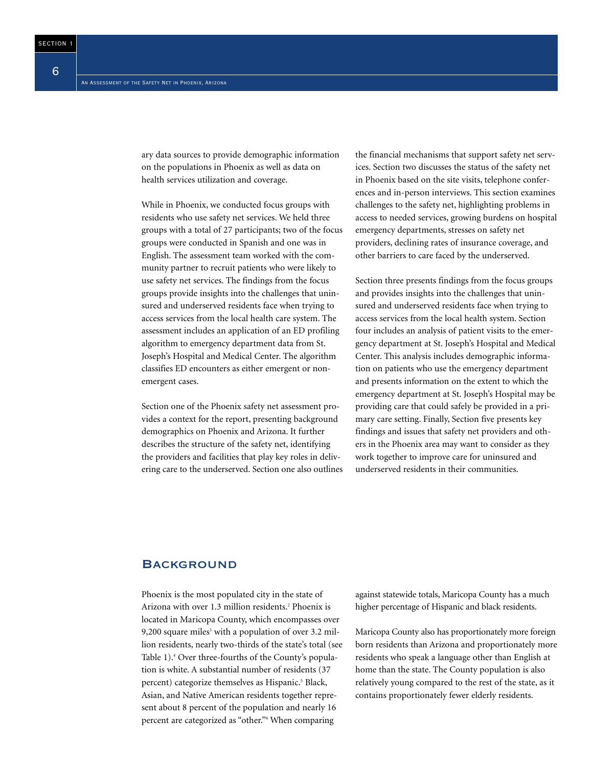ary data sources to provide demographic information on the populations in Phoenix as well as data on health services utilization and coverage.

While in Phoenix, we conducted focus groups with residents who use safety net services. We held three groups with a total of 27 participants; two of the focus groups were conducted in Spanish and one was in English. The assessment team worked with the community partner to recruit patients who were likely to use safety net services. The findings from the focus groups provide insights into the challenges that uninsured and underserved residents face when trying to access services from the local health care system. The assessment includes an application of an ED profiling algorithm to emergency department data from St. Joseph's Hospital and Medical Center. The algorithm classifies ED encounters as either emergent or non-emergent cases.

Section one of the Phoenix safety net assessment provides a context for the report, presenting background demographics on Phoenix and Arizona. It further describes the structure of the safety net, identifying the providers and facilities that play key roles in delivering care to the underserved. Section one also outlines the financial mechanisms that support safety net services. Section two discusses the status of the safety net in Phoenix based on the site visits, telephone conferences and in-person interviews. This section examines challenges to the safety net, highlighting problems in access to needed services, growing burdens on hospital emergency departments, stresses on safety net providers, declining rates of insurance coverage, and other barriers to care faced by the underserved.

Section three presents findings from the focus groups and provides insights into the challenges that uninsured and underserved residents face when trying to access services from the local health system. Section four includes an analysis of patient visits to the emergency department at St. Joseph's Hospital and Medical Center. This analysis includes demographic information on patients who use the emergency department and presents information on the extent to which the emergency department at St. Joseph's Hospital may be providing care that could safely be provided in a primary care setting. Finally, Section five presents key findings and issues that safety net providers and others in the Phoenix area may want to consider as they work together to improve care for uninsured and underserved residents in their communities.

## Background

Phoenix is the most populated city in the state of Arizona with over 1.3 million residents.[2] Phoenix is located in Maricopa County, which encompasses over 9,200 square miles[3] with a population of over 3.2 million residents, nearly two-thirds of the state's total (see Table 1).[4] Over three-fourths of the County's population is white. A substantial number of residents (37 percent) categorize themselves as Hispanic.[5] Black, Asian, and Native American residents together represent about 8 percent of the population and nearly 16 percent are categorized as "other."[6] When comparing against statewide totals, Maricopa County has a much higher percentage of Hispanic and black residents.

Maricopa County also has proportionately more foreign born residents than Arizona and proportionately more residents who speak a language other than English at home than the state. The County population is also relatively young compared to the rest of the state, as it contains proportionately fewer elderly residents.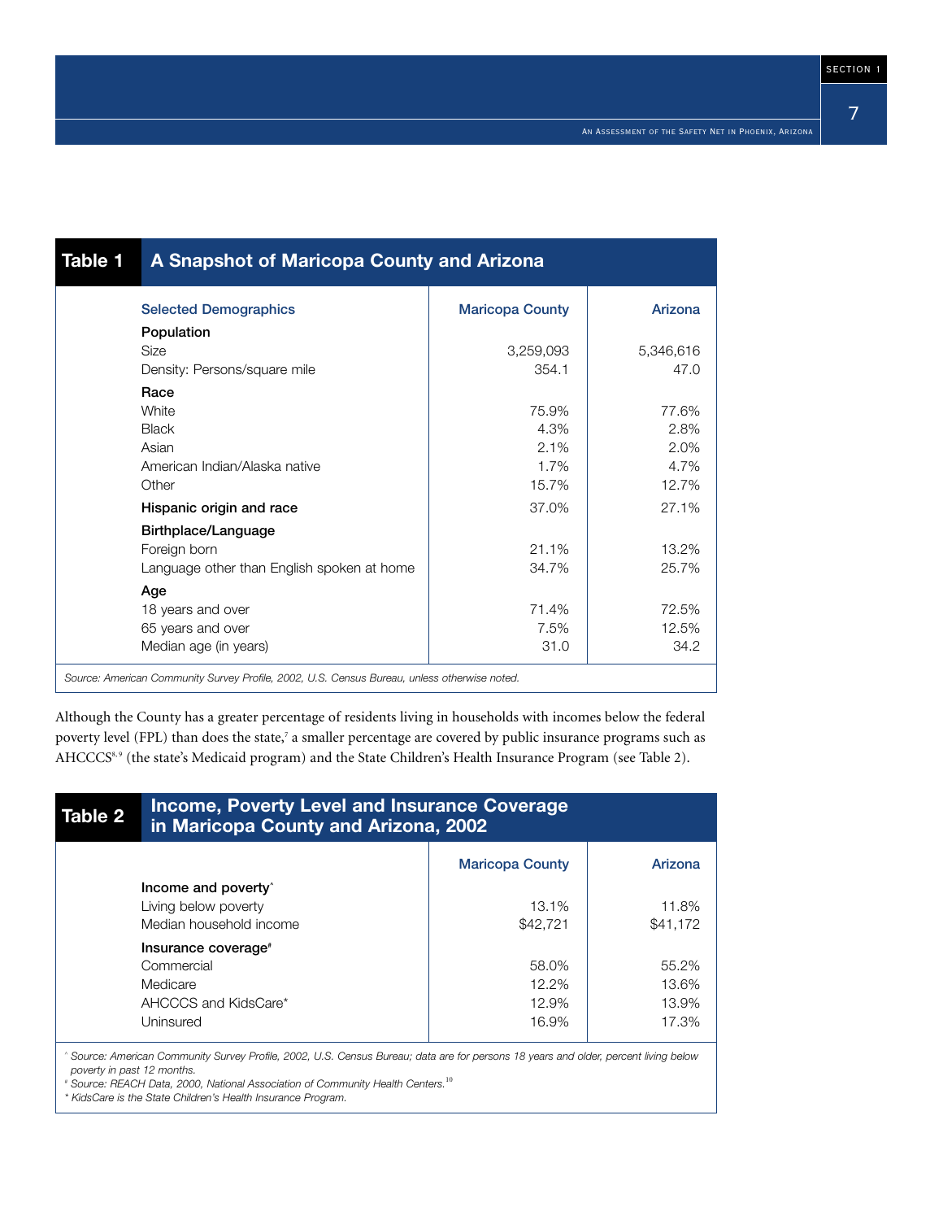## Table 1 A Snapshot of Maricopa County and Arizona

| Selected Demographics | Maricopa County | Arizona |
|---|---|---|
| **Population** | | |
| Size | 3,259,093 | 5,346,616 |
| Density: Persons/square mile | 354.1 | 47.0 |
| **Race** | | |
| White | 75.9% | 77.6% |
| Black | 4.3% | 2.8% |
| Asian | 2.1% | 2.0% |
| American Indian/Alaska native | 1.7% | 4.7% |
| Other | 15.7% | 12.7% |
| **Hispanic origin and race** | 37.0% | 27.1% |
| **Birthplace/Language** | | |
| Foreign born | 21.1% | 13.2% |
| Language other than English spoken at home | 34.7% | 25.7% |
| **Age** | | |
| 18 years and over | 71.4% | 72.5% |
| 65 years and over | 7.5% | 12.5% |
| Median age (in years) | 31.0 | 34.2 |

*Source: American Community Survey Profile, 2002, U.S. Census Bureau, unless otherwise noted.*

Although the County has a greater percentage of residents living in households with incomes below the federal poverty level (FPL) than does the state,[7] a smaller percentage are covered by public insurance programs such as AHCCCS[8, 9] (the state's Medicaid program) and the State Children's Health Insurance Program (see Table 2).

## Table 2 Income, Poverty Level and Insurance Coverage in Maricopa County and Arizona, 2002

| | Maricopa County | Arizona |
|---|---|---|
| **Income and poverty^** | | |
| Living below poverty | 13.1% | 11.8% |
| Median household income | $42,721 | $41,172 |
| **Insurance coverage#** | | |
| Commercial | 58.0% | 55.2% |
| Medicare | 12.2% | 13.6% |
| AHCCCS and KidsCare* | 12.9% | 13.9% |
| Uninsured | 16.9% | 17.3% |

^ *Source: American Community Survey Profile, 2002, U.S. Census Bureau; data are for persons 18 years and older, percent living below poverty in past 12 months.*

\# *Source: REACH Data, 2000, National Association of Community Health Centers.*[10]

\* *KidsCare is the State Children's Health Insurance Program.*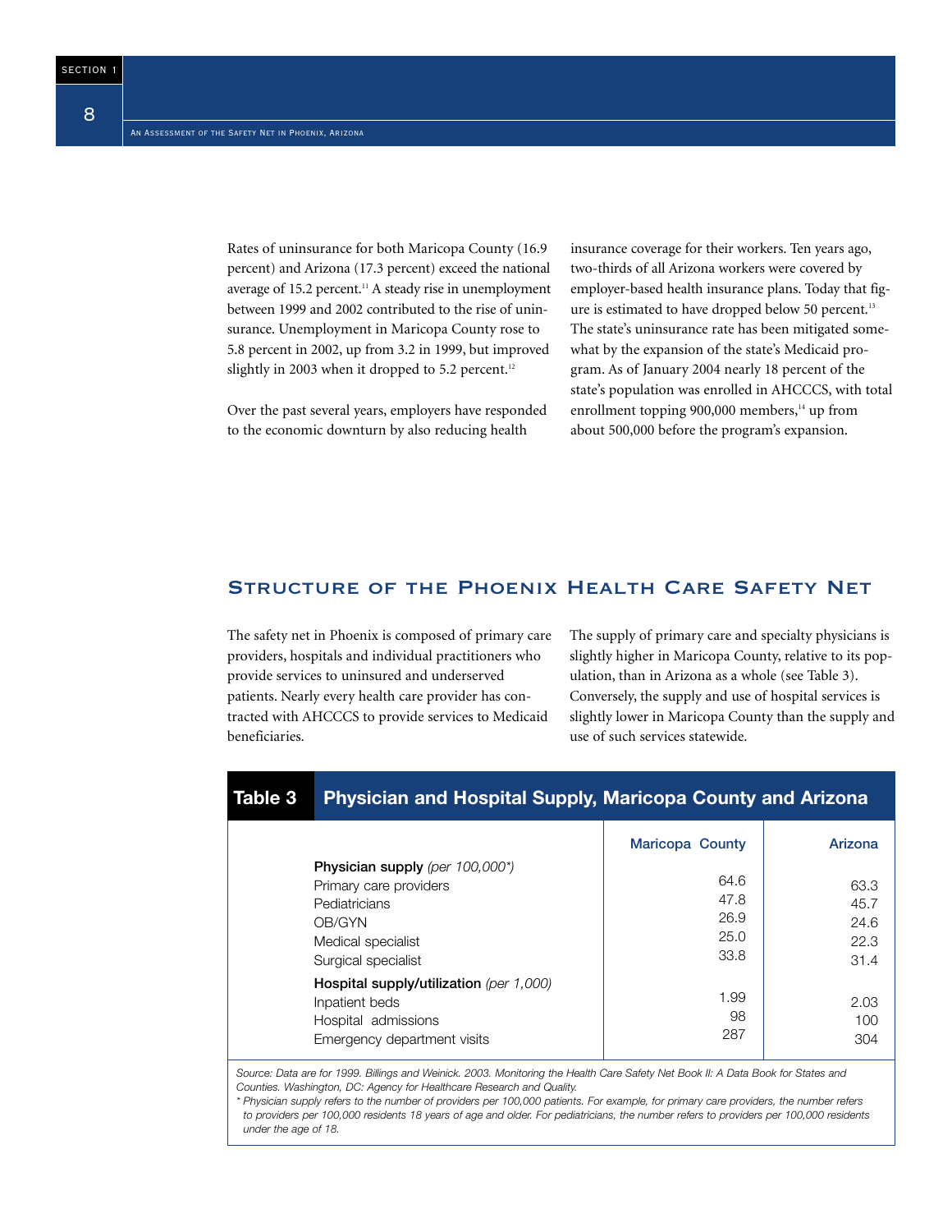Rates of uninsurance for both Maricopa County (16.9 percent) and Arizona (17.3 percent) exceed the national average of 15.2 percent.[11] A steady rise in unemployment between 1999 and 2002 contributed to the rise of uninsurance. Unemployment in Maricopa County rose to 5.8 percent in 2002, up from 3.2 in 1999, but improved slightly in 2003 when it dropped to 5.2 percent.[12]

Over the past several years, employers have responded to the economic downturn by also reducing health insurance coverage for their workers. Ten years ago, two-thirds of all Arizona workers were covered by employer-based health insurance plans. Today that figure is estimated to have dropped below 50 percent.[13] The state's uninsurance rate has been mitigated somewhat by the expansion of the state's Medicaid program. As of January 2004 nearly 18 percent of the state's population was enrolled in AHCCCS, with total enrollment topping 900,000 members,[14] up from about 500,000 before the program's expansion.

## Structure of the Phoenix Health Care Safety Net

The safety net in Phoenix is composed of primary care providers, hospitals and individual practitioners who provide services to uninsured and underserved patients. Nearly every health care provider has contracted with AHCCCS to provide services to Medicaid beneficiaries.

The supply of primary care and specialty physicians is slightly higher in Maricopa County, relative to its population, than in Arizona as a whole (see Table 3). Conversely, the supply and use of hospital services is slightly lower in Maricopa County than the supply and use of such services statewide.

**Table 3 Physician and Hospital Supply, Maricopa County and Arizona**

| | Maricopa County | Arizona |
|---|---|---|
| **Physician supply** *(per 100,000\*)* | | |
| Primary care providers | 64.6 | 63.3 |
| Pediatricians | 47.8 | 45.7 |
| OB/GYN | 26.9 | 24.6 |
| Medical specialist | 25.0 | 22.3 |
| Surgical specialist | 33.8 | 31.4 |
| **Hospital supply/utilization** *(per 1,000)* | | |
| Inpatient beds | 1.99 | 2.03 |
| Hospital admissions | 98 | 100 |
| Emergency department visits | 287 | 304 |

*Source: Data are for 1999. Billings and Weinick. 2003. Monitoring the Health Care Safety Net Book II: A Data Book for States and Counties. Washington, DC: Agency for Healthcare Research and Quality.*

*\* Physician supply refers to the number of providers per 100,000 patients. For example, for primary care providers, the number refers to providers per 100,000 residents 18 years of age and older. For pediatricians, the number refers to providers per 100,000 residents under the age of 18.*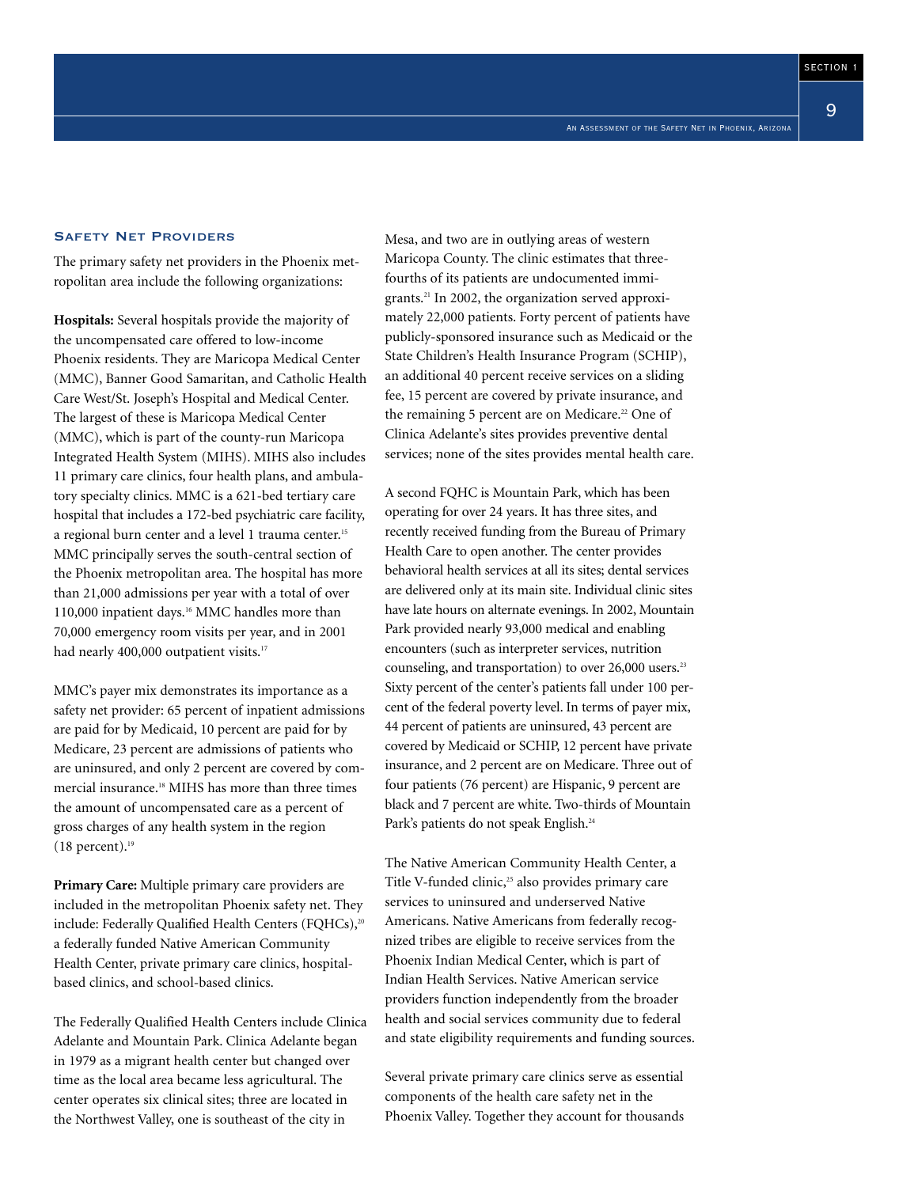### Safety Net Providers

The primary safety net providers in the Phoenix metropolitan area include the following organizations:

**Hospitals:** Several hospitals provide the majority of the uncompensated care offered to low-income Phoenix residents. They are Maricopa Medical Center (MMC), Banner Good Samaritan, and Catholic Health Care West/St. Joseph's Hospital and Medical Center. The largest of these is Maricopa Medical Center (MMC), which is part of the county-run Maricopa Integrated Health System (MIHS). MIHS also includes 11 primary care clinics, four health plans, and ambulatory specialty clinics. MMC is a 621-bed tertiary care hospital that includes a 172-bed psychiatric care facility, a regional burn center and a level 1 trauma center.[15] MMC principally serves the south-central section of the Phoenix metropolitan area. The hospital has more than 21,000 admissions per year with a total of over 110,000 inpatient days.[16] MMC handles more than 70,000 emergency room visits per year, and in 2001 had nearly 400,000 outpatient visits.[17]

MMC's payer mix demonstrates its importance as a safety net provider: 65 percent of inpatient admissions are paid for by Medicaid, 10 percent are paid for by Medicare, 23 percent are admissions of patients who are uninsured, and only 2 percent are covered by commercial insurance.[18] MIHS has more than three times the amount of uncompensated care as a percent of gross charges of any health system in the region (18 percent).[19]

**Primary Care:** Multiple primary care providers are included in the metropolitan Phoenix safety net. They include: Federally Qualified Health Centers (FQHCs),[20] a federally funded Native American Community Health Center, private primary care clinics, hospital-based clinics, and school-based clinics.

The Federally Qualified Health Centers include Clinica Adelante and Mountain Park. Clinica Adelante began in 1979 as a migrant health center but changed over time as the local area became less agricultural. The center operates six clinical sites; three are located in the Northwest Valley, one is southeast of the city in Mesa, and two are in outlying areas of western Maricopa County. The clinic estimates that three-fourths of its patients are undocumented immigrants.[21] In 2002, the organization served approximately 22,000 patients. Forty percent of patients have publicly-sponsored insurance such as Medicaid or the State Children's Health Insurance Program (SCHIP), an additional 40 percent receive services on a sliding fee, 15 percent are covered by private insurance, and the remaining 5 percent are on Medicare.[22] One of Clinica Adelante's sites provides preventive dental services; none of the sites provides mental health care.

A second FQHC is Mountain Park, which has been operating for over 24 years. It has three sites, and recently received funding from the Bureau of Primary Health Care to open another. The center provides behavioral health services at all its sites; dental services are delivered only at its main site. Individual clinic sites have late hours on alternate evenings. In 2002, Mountain Park provided nearly 93,000 medical and enabling encounters (such as interpreter services, nutrition counseling, and transportation) to over 26,000 users.[23] Sixty percent of the center's patients fall under 100 percent of the federal poverty level. In terms of payer mix, 44 percent of patients are uninsured, 43 percent are covered by Medicaid or SCHIP, 12 percent have private insurance, and 2 percent are on Medicare. Three out of four patients (76 percent) are Hispanic, 9 percent are black and 7 percent are white. Two-thirds of Mountain Park's patients do not speak English.[24]

The Native American Community Health Center, a Title V-funded clinic,[25] also provides primary care services to uninsured and underserved Native Americans. Native Americans from federally recognized tribes are eligible to receive services from the Phoenix Indian Medical Center, which is part of Indian Health Services. Native American service providers function independently from the broader health and social services community due to federal and state eligibility requirements and funding sources.

Several private primary care clinics serve as essential components of the health care safety net in the Phoenix Valley. Together they account for thousands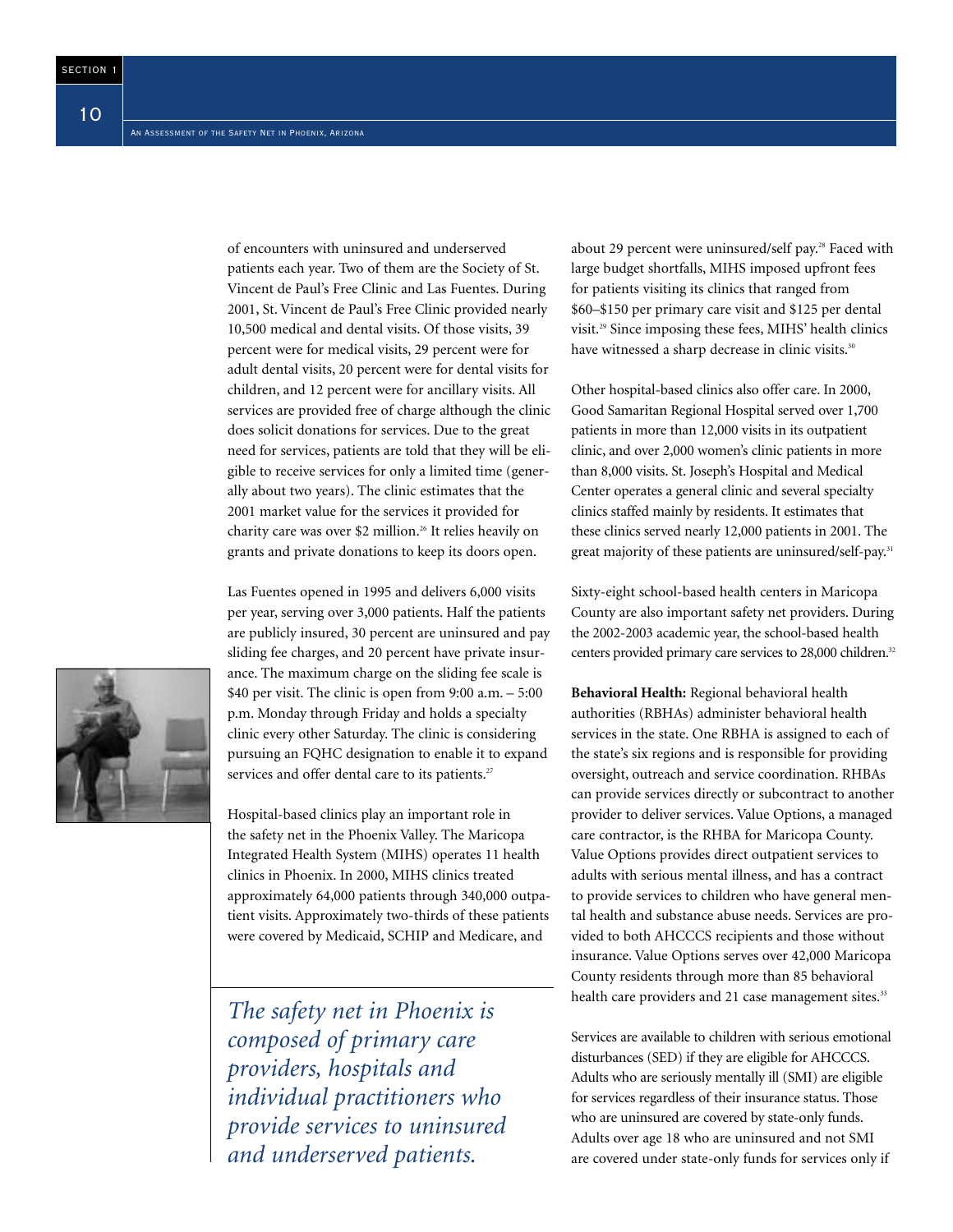of encounters with uninsured and underserved patients each year. Two of them are the Society of St. Vincent de Paul's Free Clinic and Las Fuentes. During 2001, St. Vincent de Paul's Free Clinic provided nearly 10,500 medical and dental visits. Of those visits, 39 percent were for medical visits, 29 percent were for adult dental visits, 20 percent were for dental visits for children, and 12 percent were for ancillary visits. All services are provided free of charge although the clinic does solicit donations for services. Due to the great need for services, patients are told that they will be eligible to receive services for only a limited time (generally about two years). The clinic estimates that the 2001 market value for the services it provided for charity care was over $2 million.[26] It relies heavily on grants and private donations to keep its doors open.

Las Fuentes opened in 1995 and delivers 6,000 visits per year, serving over 3,000 patients. Half the patients are publicly insured, 30 percent are uninsured and pay sliding fee charges, and 20 percent have private insurance. The maximum charge on the sliding fee scale is $40 per visit. The clinic is open from 9:00 a.m. – 5:00 p.m. Monday through Friday and holds a specialty clinic every other Saturday. The clinic is considering pursuing an FQHC designation to enable it to expand services and offer dental care to its patients.[27]

Hospital-based clinics play an important role in the safety net in the Phoenix Valley. The Maricopa Integrated Health System (MIHS) operates 11 health clinics in Phoenix. In 2000, MIHS clinics treated approximately 64,000 patients through 340,000 outpatient visits. Approximately two-thirds of these patients were covered by Medicaid, SCHIP and Medicare, and about 29 percent were uninsured/self pay.[28] Faced with large budget shortfalls, MIHS imposed upfront fees for patients visiting its clinics that ranged from $60–$150 per primary care visit and $125 per dental visit.[29] Since imposing these fees, MIHS' health clinics have witnessed a sharp decrease in clinic visits.[30]

*The safety net in Phoenix is composed of primary care providers, hospitals and individual practitioners who provide services to uninsured and underserved patients.*

Other hospital-based clinics also offer care. In 2000, Good Samaritan Regional Hospital served over 1,700 patients in more than 12,000 visits in its outpatient clinic, and over 2,000 women's clinic patients in more than 8,000 visits. St. Joseph's Hospital and Medical Center operates a general clinic and several specialty clinics staffed mainly by residents. It estimates that these clinics served nearly 12,000 patients in 2001. The great majority of these patients are uninsured/self-pay.[31]

Sixty-eight school-based health centers in Maricopa County are also important safety net providers. During the 2002-2003 academic year, the school-based health centers provided primary care services to 28,000 children.[32]

**Behavioral Health:** Regional behavioral health authorities (RBHAs) administer behavioral health services in the state. One RBHA is assigned to each of the state's six regions and is responsible for providing oversight, outreach and service coordination. RHBAs can provide services directly or subcontract to another provider to deliver services. Value Options, a managed care contractor, is the RHBA for Maricopa County. Value Options provides direct outpatient services to adults with serious mental illness, and has a contract to provide services to children who have general mental health and substance abuse needs. Services are provided to both AHCCCS recipients and those without insurance. Value Options serves over 42,000 Maricopa County residents through more than 85 behavioral health care providers and 21 case management sites.[33]

Services are available to children with serious emotional disturbances (SED) if they are eligible for AHCCCS. Adults who are seriously mentally ill (SMI) are eligible for services regardless of their insurance status. Those who are uninsured are covered by state-only funds. Adults over age 18 who are uninsured and not SMI are covered under state-only funds for services only if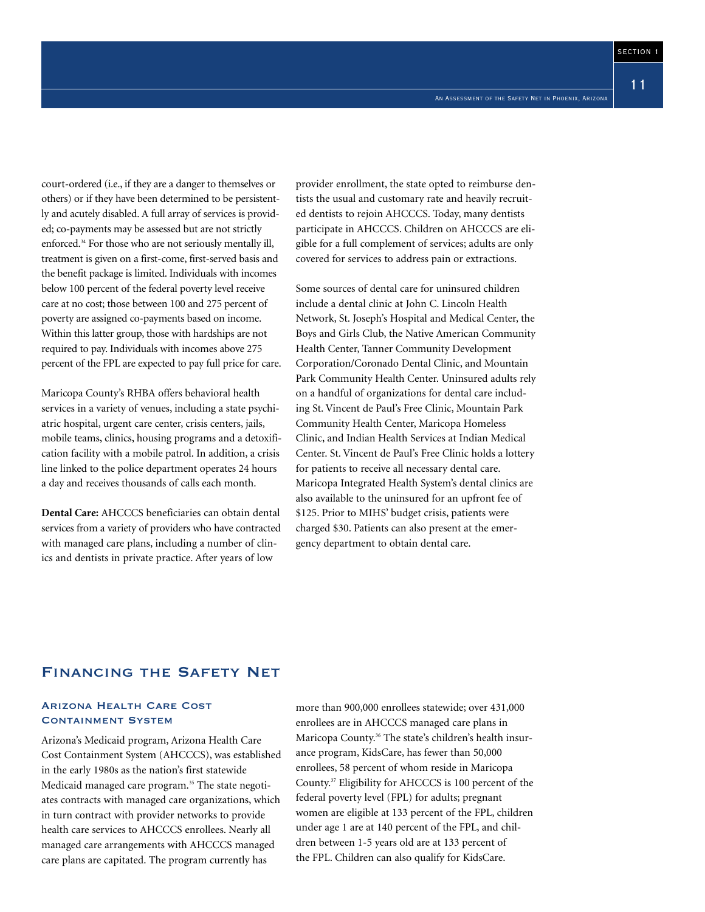court-ordered (i.e., if they are a danger to themselves or others) or if they have been determined to be persistently and acutely disabled. A full array of services is provided; co-payments may be assessed but are not strictly enforced.[34] For those who are not seriously mentally ill, treatment is given on a first-come, first-served basis and the benefit package is limited. Individuals with incomes below 100 percent of the federal poverty level receive care at no cost; those between 100 and 275 percent of poverty are assigned co-payments based on income. Within this latter group, those with hardships are not required to pay. Individuals with incomes above 275 percent of the FPL are expected to pay full price for care.

Maricopa County's RHBA offers behavioral health services in a variety of venues, including a state psychiatric hospital, urgent care center, crisis centers, jails, mobile teams, clinics, housing programs and a detoxification facility with a mobile patrol. In addition, a crisis line linked to the police department operates 24 hours a day and receives thousands of calls each month.

**Dental Care:** AHCCCS beneficiaries can obtain dental services from a variety of providers who have contracted with managed care plans, including a number of clinics and dentists in private practice. After years of low provider enrollment, the state opted to reimburse dentists the usual and customary rate and heavily recruited dentists to rejoin AHCCCS. Today, many dentists participate in AHCCCS. Children on AHCCCS are eligible for a full complement of services; adults are only covered for services to address pain or extractions.

Some sources of dental care for uninsured children include a dental clinic at John C. Lincoln Health Network, St. Joseph's Hospital and Medical Center, the Boys and Girls Club, the Native American Community Health Center, Tanner Community Development Corporation/Coronado Dental Clinic, and Mountain Park Community Health Center. Uninsured adults rely on a handful of organizations for dental care including St. Vincent de Paul's Free Clinic, Mountain Park Community Health Center, Maricopa Homeless Clinic, and Indian Health Services at Indian Medical Center. St. Vincent de Paul's Free Clinic holds a lottery for patients to receive all necessary dental care. Maricopa Integrated Health System's dental clinics are also available to the uninsured for an upfront fee of $125. Prior to MIHS' budget crisis, patients were charged $30. Patients can also present at the emergency department to obtain dental care.

## Financing the Safety Net

### Arizona Health Care Cost Containment System

Arizona's Medicaid program, Arizona Health Care Cost Containment System (AHCCCS), was established in the early 1980s as the nation's first statewide Medicaid managed care program.[35] The state negotiates contracts with managed care organizations, which in turn contract with provider networks to provide health care services to AHCCCS enrollees. Nearly all managed care arrangements with AHCCCS managed care plans are capitated. The program currently has more than 900,000 enrollees statewide; over 431,000 enrollees are in AHCCCS managed care plans in Maricopa County.[36] The state's children's health insurance program, KidsCare, has fewer than 50,000 enrollees, 58 percent of whom reside in Maricopa County.[37] Eligibility for AHCCCS is 100 percent of the federal poverty level (FPL) for adults; pregnant women are eligible at 133 percent of the FPL, children under age 1 are at 140 percent of the FPL, and children between 1-5 years old are at 133 percent of the FPL. Children can also qualify for KidsCare.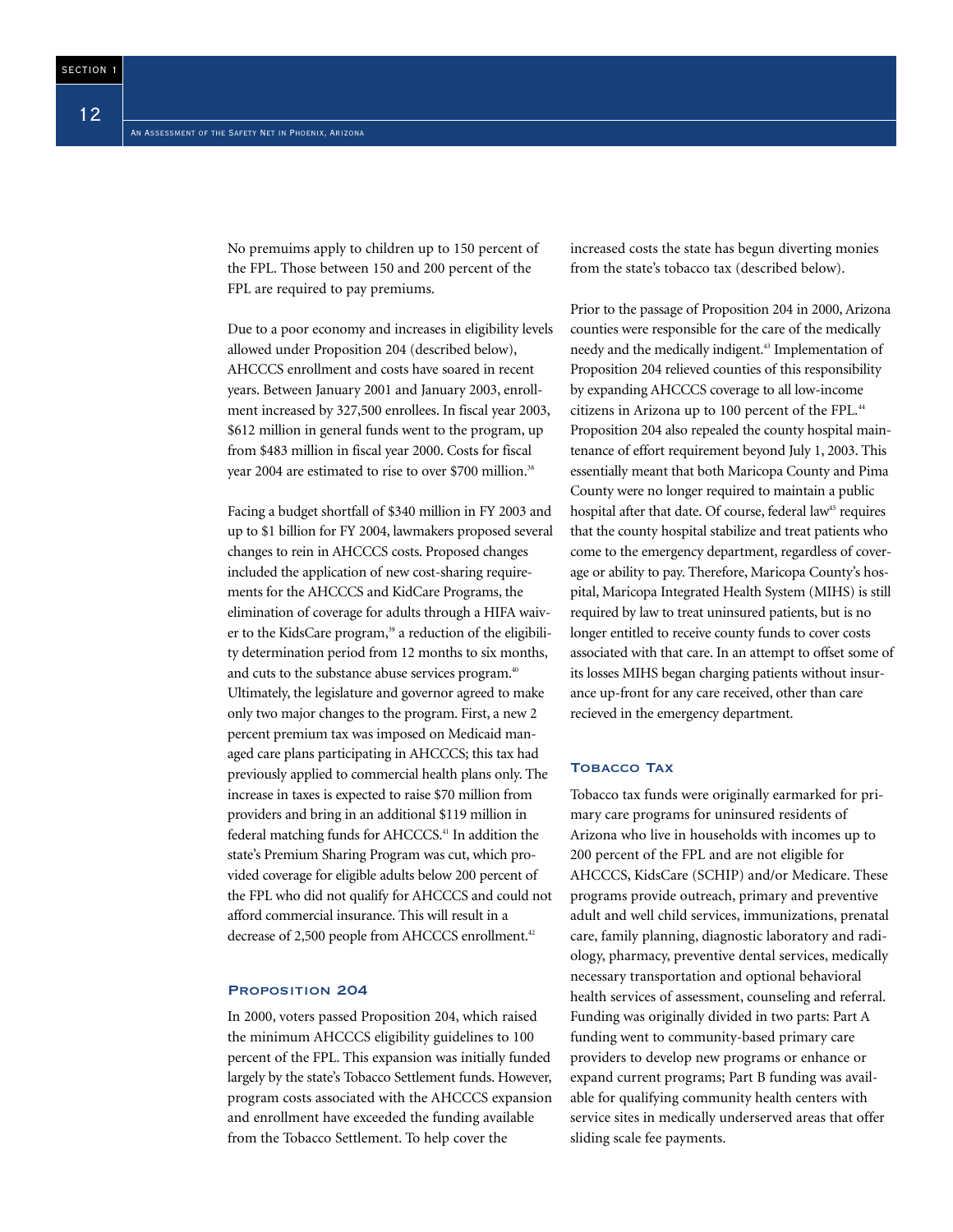No premuims apply to children up to 150 percent of the FPL. Those between 150 and 200 percent of the FPL are required to pay premiums.

Due to a poor economy and increases in eligibility levels allowed under Proposition 204 (described below), AHCCCS enrollment and costs have soared in recent years. Between January 2001 and January 2003, enrollment increased by 327,500 enrollees. In fiscal year 2003, $612 million in general funds went to the program, up from $483 million in fiscal year 2000. Costs for fiscal year 2004 are estimated to rise to over $700 million.[38]

Facing a budget shortfall of $340 million in FY 2003 and up to $1 billion for FY 2004, lawmakers proposed several changes to rein in AHCCCS costs. Proposed changes included the application of new cost-sharing requirements for the AHCCCS and KidCare Programs, the elimination of coverage for adults through a HIFA waiver to the KidsCare program,[39] a reduction of the eligibility determination period from 12 months to six months, and cuts to the substance abuse services program.[40] Ultimately, the legislature and governor agreed to make only two major changes to the program. First, a new 2 percent premium tax was imposed on Medicaid managed care plans participating in AHCCCS; this tax had previously applied to commercial health plans only. The increase in taxes is expected to raise $70 million from providers and bring in an additional $119 million in federal matching funds for AHCCCS.[41] In addition the state's Premium Sharing Program was cut, which provided coverage for eligible adults below 200 percent of the FPL who did not qualify for AHCCCS and could not afford commercial insurance. This will result in a decrease of 2,500 people from AHCCCS enrollment.[42]

## Proposition 204

In 2000, voters passed Proposition 204, which raised the minimum AHCCCS eligibility guidelines to 100 percent of the FPL. This expansion was initially funded largely by the state's Tobacco Settlement funds. However, program costs associated with the AHCCCS expansion and enrollment have exceeded the funding available from the Tobacco Settlement. To help cover the increased costs the state has begun diverting monies from the state's tobacco tax (described below).

Prior to the passage of Proposition 204 in 2000, Arizona counties were responsible for the care of the medically needy and the medically indigent.[43] Implementation of Proposition 204 relieved counties of this responsibility by expanding AHCCCS coverage to all low-income citizens in Arizona up to 100 percent of the FPL.[44] Proposition 204 also repealed the county hospital maintenance of effort requirement beyond July 1, 2003. This essentially meant that both Maricopa County and Pima County were no longer required to maintain a public hospital after that date. Of course, federal law[45] requires that the county hospital stabilize and treat patients who come to the emergency department, regardless of coverage or ability to pay. Therefore, Maricopa County's hospital, Maricopa Integrated Health System (MIHS) is still required by law to treat uninsured patients, but is no longer entitled to receive county funds to cover costs associated with that care. In an attempt to offset some of its losses MIHS began charging patients without insurance up-front for any care received, other than care recieved in the emergency department.

## Tobacco Tax

Tobacco tax funds were originally earmarked for primary care programs for uninsured residents of Arizona who live in households with incomes up to 200 percent of the FPL and are not eligible for AHCCCS, KidsCare (SCHIP) and/or Medicare. These programs provide outreach, primary and preventive adult and well child services, immunizations, prenatal care, family planning, diagnostic laboratory and radiology, pharmacy, preventive dental services, medically necessary transportation and optional behavioral health services of assessment, counseling and referral. Funding was originally divided in two parts: Part A funding went to community-based primary care providers to develop new programs or enhance or expand current programs; Part B funding was available for qualifying community health centers with service sites in medically underserved areas that offer sliding scale fee payments.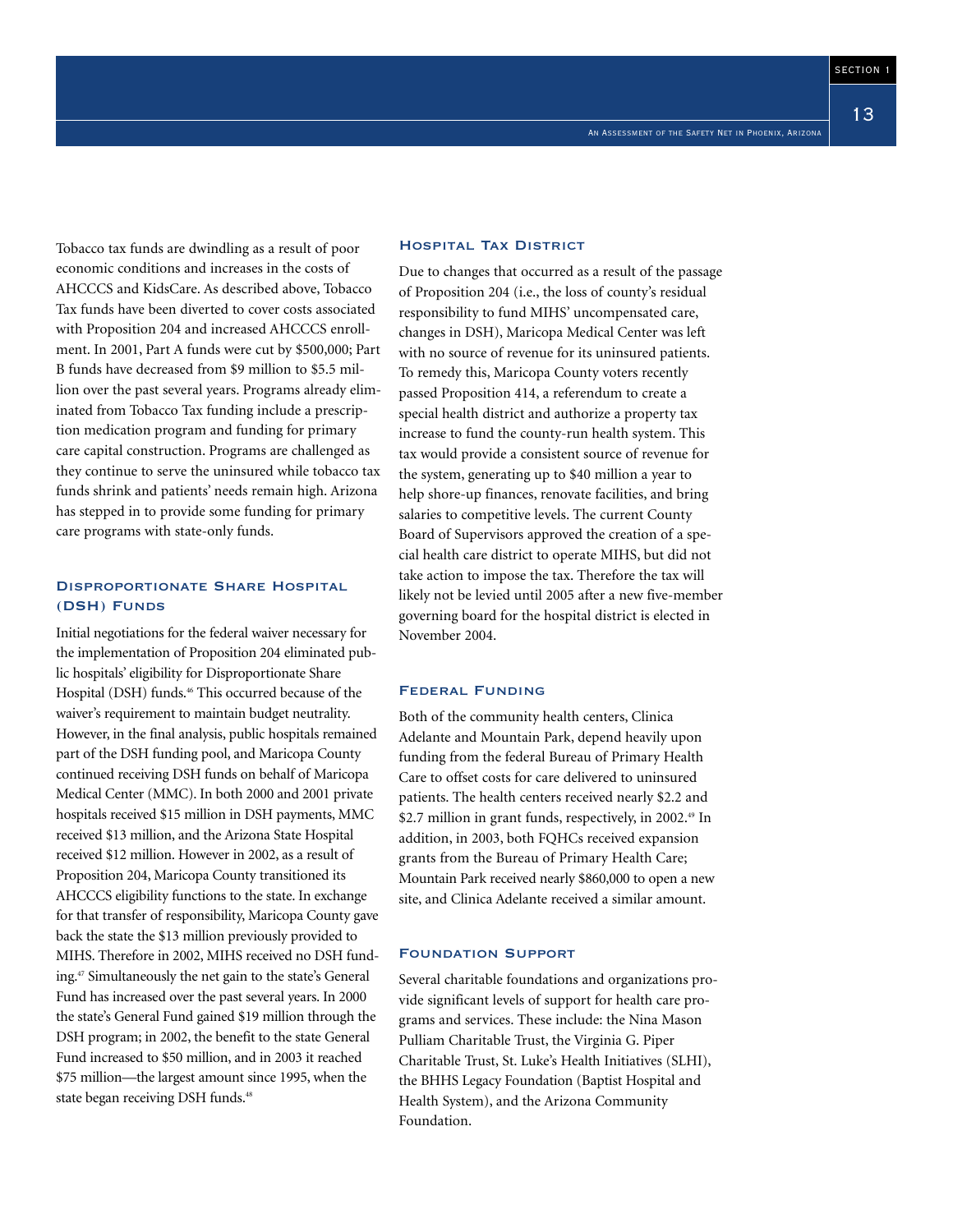Tobacco tax funds are dwindling as a result of poor economic conditions and increases in the costs of AHCCCS and KidsCare. As described above, Tobacco Tax funds have been diverted to cover costs associated with Proposition 204 and increased AHCCCS enrollment. In 2001, Part A funds were cut by $500,000; Part B funds have decreased from $9 million to $5.5 million over the past several years. Programs already eliminated from Tobacco Tax funding include a prescription medication program and funding for primary care capital construction. Programs are challenged as they continue to serve the uninsured while tobacco tax funds shrink and patients' needs remain high. Arizona has stepped in to provide some funding for primary care programs with state-only funds.

### Disproportionate Share Hospital (DSH) Funds

Initial negotiations for the federal waiver necessary for the implementation of Proposition 204 eliminated public hospitals' eligibility for Disproportionate Share Hospital (DSH) funds.[46] This occurred because of the waiver's requirement to maintain budget neutrality. However, in the final analysis, public hospitals remained part of the DSH funding pool, and Maricopa County continued receiving DSH funds on behalf of Maricopa Medical Center (MMC). In both 2000 and 2001 private hospitals received $15 million in DSH payments, MMC received $13 million, and the Arizona State Hospital received $12 million. However in 2002, as a result of Proposition 204, Maricopa County transitioned its AHCCCS eligibility functions to the state. In exchange for that transfer of responsibility, Maricopa County gave back the state the $13 million previously provided to MIHS. Therefore in 2002, MIHS received no DSH funding.[47] Simultaneously the net gain to the state's General Fund has increased over the past several years. In 2000 the state's General Fund gained $19 million through the DSH program; in 2002, the benefit to the state General Fund increased to $50 million, and in 2003 it reached $75 million—the largest amount since 1995, when the state began receiving DSH funds.[48]

### Hospital Tax District

Due to changes that occurred as a result of the passage of Proposition 204 (i.e., the loss of county's residual responsibility to fund MIHS' uncompensated care, changes in DSH), Maricopa Medical Center was left with no source of revenue for its uninsured patients. To remedy this, Maricopa County voters recently passed Proposition 414, a referendum to create a special health district and authorize a property tax increase to fund the county-run health system. This tax would provide a consistent source of revenue for the system, generating up to $40 million a year to help shore-up finances, renovate facilities, and bring salaries to competitive levels. The current County Board of Supervisors approved the creation of a special health care district to operate MIHS, but did not take action to impose the tax. Therefore the tax will likely not be levied until 2005 after a new five-member governing board for the hospital district is elected in November 2004.

### Federal Funding

Both of the community health centers, Clinica Adelante and Mountain Park, depend heavily upon funding from the federal Bureau of Primary Health Care to offset costs for care delivered to uninsured patients. The health centers received nearly $2.2 and $2.7 million in grant funds, respectively, in 2002.[49] In addition, in 2003, both FQHCs received expansion grants from the Bureau of Primary Health Care; Mountain Park received nearly $860,000 to open a new site, and Clinica Adelante received a similar amount.

### Foundation Support

Several charitable foundations and organizations provide significant levels of support for health care programs and services. These include: the Nina Mason Pulliam Charitable Trust, the Virginia G. Piper Charitable Trust, St. Luke's Health Initiatives (SLHI), the BHHS Legacy Foundation (Baptist Hospital and Health System), and the Arizona Community Foundation.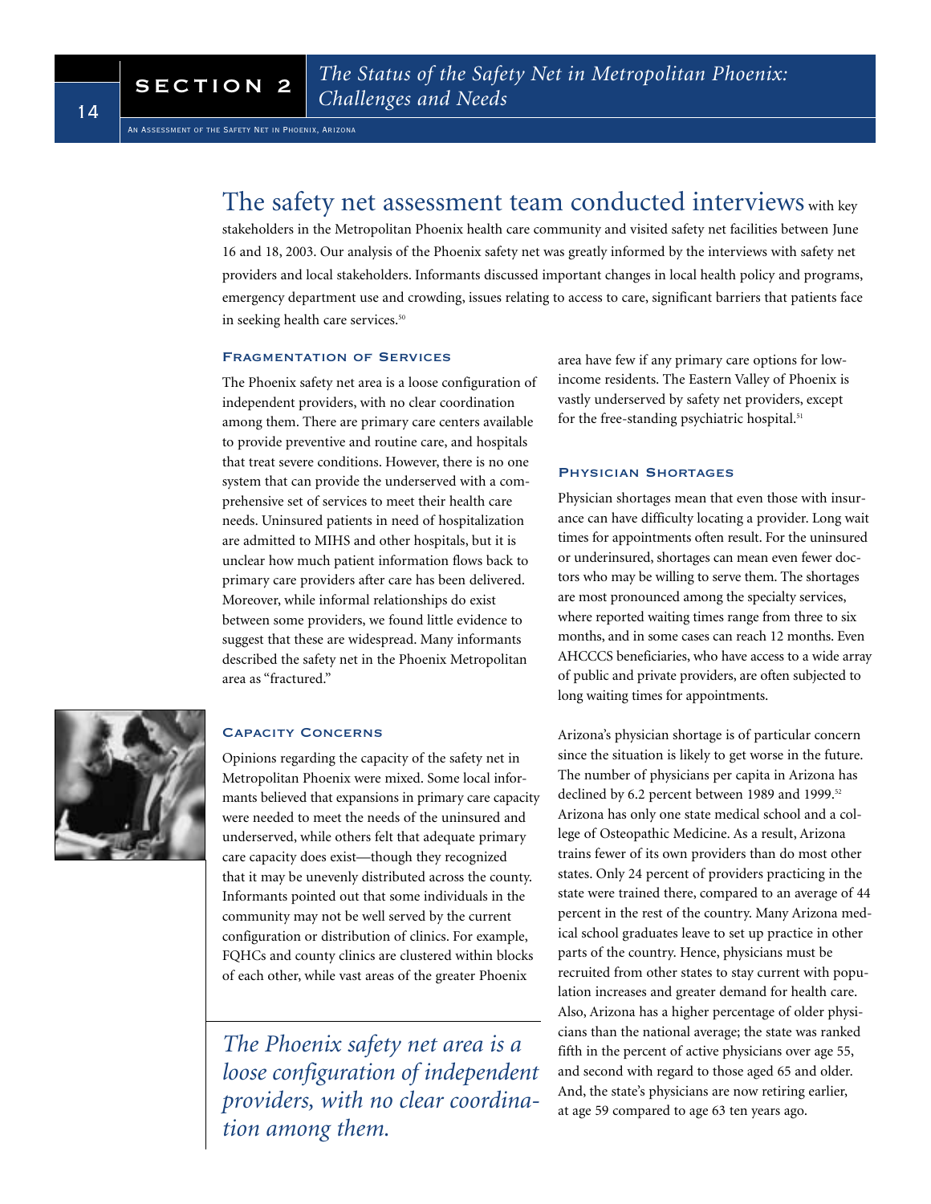## SECTION 2 *The Status of the Safety Net in Metropolitan Phoenix: Challenges and Needs*

The safety net assessment team conducted interviews with key stakeholders in the Metropolitan Phoenix health care community and visited safety net facilities between June 16 and 18, 2003. Our analysis of the Phoenix safety net was greatly informed by the interviews with safety net providers and local stakeholders. Informants discussed important changes in local health policy and programs, emergency department use and crowding, issues relating to access to care, significant barriers that patients face in seeking health care services.[50]

### Fragmentation of Services

The Phoenix safety net area is a loose configuration of independent providers, with no clear coordination among them. There are primary care centers available to provide preventive and routine care, and hospitals that treat severe conditions. However, there is no one system that can provide the underserved with a comprehensive set of services to meet their health care needs. Uninsured patients in need of hospitalization are admitted to MIHS and other hospitals, but it is unclear how much patient information flows back to primary care providers after care has been delivered. Moreover, while informal relationships do exist between some providers, we found little evidence to suggest that these are widespread. Many informants described the safety net in the Phoenix Metropolitan area as "fractured."

### Capacity Concerns

Opinions regarding the capacity of the safety net in Metropolitan Phoenix were mixed. Some local informants believed that expansions in primary care capacity were needed to meet the needs of the uninsured and underserved, while others felt that adequate primary care capacity does exist—though they recognized that it may be unevenly distributed across the county. Informants pointed out that some individuals in the community may not be well served by the current configuration or distribution of clinics. For example, FQHCs and county clinics are clustered within blocks of each other, while vast areas of the greater Phoenix area have few if any primary care options for low-income residents. The Eastern Valley of Phoenix is vastly underserved by safety net providers, except for the free-standing psychiatric hospital.[51]

*The Phoenix safety net area is a loose configuration of independent providers, with no clear coordination among them.*

### Physician Shortages

Physician shortages mean that even those with insurance can have difficulty locating a provider. Long wait times for appointments often result. For the uninsured or underinsured, shortages can mean even fewer doctors who may be willing to serve them. The shortages are most pronounced among the specialty services, where reported waiting times range from three to six months, and in some cases can reach 12 months. Even AHCCCS beneficiaries, who have access to a wide array of public and private providers, are often subjected to long waiting times for appointments.

Arizona's physician shortage is of particular concern since the situation is likely to get worse in the future. The number of physicians per capita in Arizona has declined by 6.2 percent between 1989 and 1999.[52] Arizona has only one state medical school and a college of Osteopathic Medicine. As a result, Arizona trains fewer of its own providers than do most other states. Only 24 percent of providers practicing in the state were trained there, compared to an average of 44 percent in the rest of the country. Many Arizona medical school graduates leave to set up practice in other parts of the country. Hence, physicians must be recruited from other states to stay current with population increases and greater demand for health care. Also, Arizona has a higher percentage of older physicians than the national average; the state was ranked fifth in the percent of active physicians over age 55, and second with regard to those aged 65 and older. And, the state's physicians are now retiring earlier, at age 59 compared to age 63 ten years ago.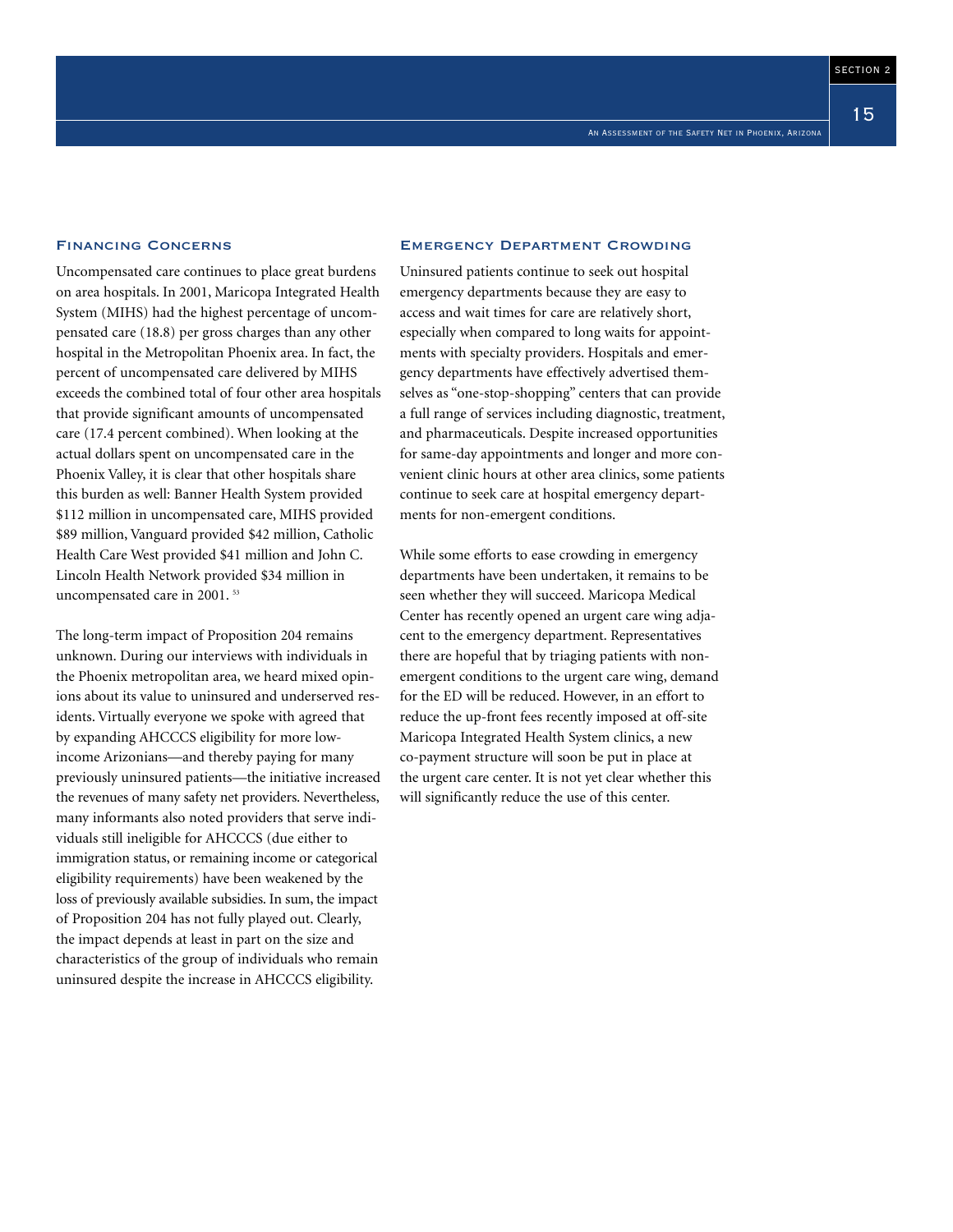## Financing Concerns

Uncompensated care continues to place great burdens on area hospitals. In 2001, Maricopa Integrated Health System (MIHS) had the highest percentage of uncompensated care (18.8) per gross charges than any other hospital in the Metropolitan Phoenix area. In fact, the percent of uncompensated care delivered by MIHS exceeds the combined total of four other area hospitals that provide significant amounts of uncompensated care (17.4 percent combined). When looking at the actual dollars spent on uncompensated care in the Phoenix Valley, it is clear that other hospitals share this burden as well: Banner Health System provided $112 million in uncompensated care, MIHS provided $89 million, Vanguard provided $42 million, Catholic Health Care West provided $41 million and John C. Lincoln Health Network provided $34 million in uncompensated care in 2001. [53]

The long-term impact of Proposition 204 remains unknown. During our interviews with individuals in the Phoenix metropolitan area, we heard mixed opinions about its value to uninsured and underserved residents. Virtually everyone we spoke with agreed that by expanding AHCCCS eligibility for more low-income Arizonians—and thereby paying for many previously uninsured patients—the initiative increased the revenues of many safety net providers. Nevertheless, many informants also noted providers that serve individuals still ineligible for AHCCCS (due either to immigration status, or remaining income or categorical eligibility requirements) have been weakened by the loss of previously available subsidies. In sum, the impact of Proposition 204 has not fully played out. Clearly, the impact depends at least in part on the size and characteristics of the group of individuals who remain uninsured despite the increase in AHCCCS eligibility.

## Emergency Department Crowding

Uninsured patients continue to seek out hospital emergency departments because they are easy to access and wait times for care are relatively short, especially when compared to long waits for appointments with specialty providers. Hospitals and emergency departments have effectively advertised themselves as "one-stop-shopping" centers that can provide a full range of services including diagnostic, treatment, and pharmaceuticals. Despite increased opportunities for same-day appointments and longer and more convenient clinic hours at other area clinics, some patients continue to seek care at hospital emergency departments for non-emergent conditions.

While some efforts to ease crowding in emergency departments have been undertaken, it remains to be seen whether they will succeed. Maricopa Medical Center has recently opened an urgent care wing adjacent to the emergency department. Representatives there are hopeful that by triaging patients with non-emergent conditions to the urgent care wing, demand for the ED will be reduced. However, in an effort to reduce the up-front fees recently imposed at off-site Maricopa Integrated Health System clinics, a new co-payment structure will soon be put in place at the urgent care center. It is not yet clear whether this will significantly reduce the use of this center.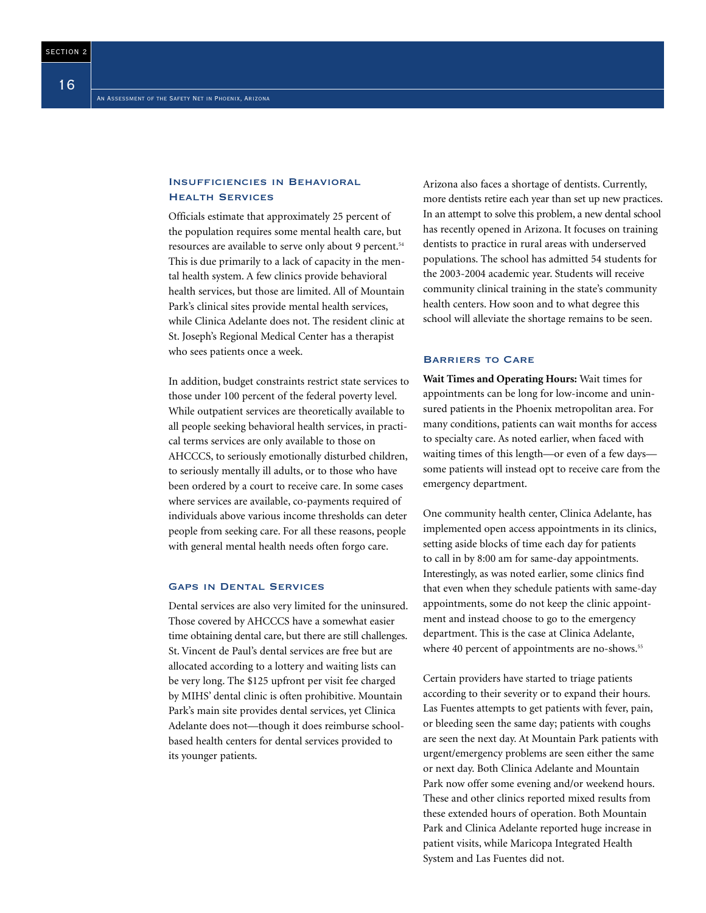## Insufficiencies in Behavioral Health Services

Officials estimate that approximately 25 percent of the population requires some mental health care, but resources are available to serve only about 9 percent.[54] This is due primarily to a lack of capacity in the mental health system. A few clinics provide behavioral health services, but those are limited. All of Mountain Park's clinical sites provide mental health services, while Clinica Adelante does not. The resident clinic at St. Joseph's Regional Medical Center has a therapist who sees patients once a week.

In addition, budget constraints restrict state services to those under 100 percent of the federal poverty level. While outpatient services are theoretically available to all people seeking behavioral health services, in practical terms services are only available to those on AHCCCS, to seriously emotionally disturbed children, to seriously mentally ill adults, or to those who have been ordered by a court to receive care. In some cases where services are available, co-payments required of individuals above various income thresholds can deter people from seeking care. For all these reasons, people with general mental health needs often forgo care.

## Gaps in Dental Services

Dental services are also very limited for the uninsured. Those covered by AHCCCS have a somewhat easier time obtaining dental care, but there are still challenges. St. Vincent de Paul's dental services are free but are allocated according to a lottery and waiting lists can be very long. The $125 upfront per visit fee charged by MIHS' dental clinic is often prohibitive. Mountain Park's main site provides dental services, yet Clinica Adelante does not—though it does reimburse school-based health centers for dental services provided to its younger patients.

Arizona also faces a shortage of dentists. Currently, more dentists retire each year than set up new practices. In an attempt to solve this problem, a new dental school has recently opened in Arizona. It focuses on training dentists to practice in rural areas with underserved populations. The school has admitted 54 students for the 2003-2004 academic year. Students will receive community clinical training in the state's community health centers. How soon and to what degree this school will alleviate the shortage remains to be seen.

## Barriers to Care

**Wait Times and Operating Hours:** Wait times for appointments can be long for low-income and uninsured patients in the Phoenix metropolitan area. For many conditions, patients can wait months for access to specialty care. As noted earlier, when faced with waiting times of this length—or even of a few days—some patients will instead opt to receive care from the emergency department.

One community health center, Clinica Adelante, has implemented open access appointments in its clinics, setting aside blocks of time each day for patients to call in by 8:00 am for same-day appointments. Interestingly, as was noted earlier, some clinics find that even when they schedule patients with same-day appointments, some do not keep the clinic appointment and instead choose to go to the emergency department. This is the case at Clinica Adelante, where 40 percent of appointments are no-shows.[55]

Certain providers have started to triage patients according to their severity or to expand their hours. Las Fuentes attempts to get patients with fever, pain, or bleeding seen the same day; patients with coughs are seen the next day. At Mountain Park patients with urgent/emergency problems are seen either the same or next day. Both Clinica Adelante and Mountain Park now offer some evening and/or weekend hours. These and other clinics reported mixed results from these extended hours of operation. Both Mountain Park and Clinica Adelante reported huge increase in patient visits, while Maricopa Integrated Health System and Las Fuentes did not.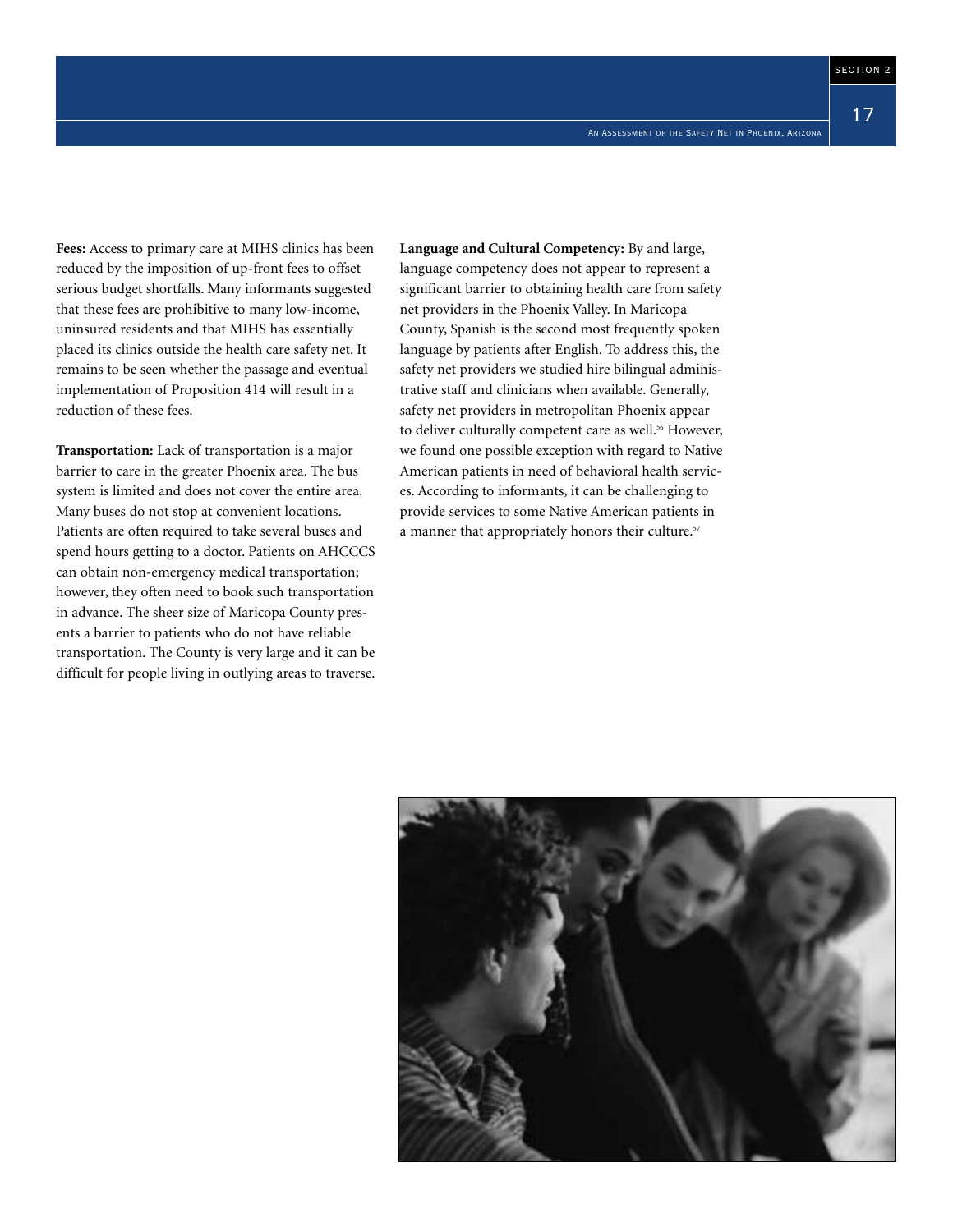**Fees:** Access to primary care at MIHS clinics has been reduced by the imposition of up-front fees to offset serious budget shortfalls. Many informants suggested that these fees are prohibitive to many low-income, uninsured residents and that MIHS has essentially placed its clinics outside the health care safety net. It remains to be seen whether the passage and eventual implementation of Proposition 414 will result in a reduction of these fees.

**Transportation:** Lack of transportation is a major barrier to care in the greater Phoenix area. The bus system is limited and does not cover the entire area. Many buses do not stop at convenient locations. Patients are often required to take several buses and spend hours getting to a doctor. Patients on AHCCCS can obtain non-emergency medical transportation; however, they often need to book such transportation in advance. The sheer size of Maricopa County presents a barrier to patients who do not have reliable transportation. The County is very large and it can be difficult for people living in outlying areas to traverse.

**Language and Cultural Competency:** By and large, language competency does not appear to represent a significant barrier to obtaining health care from safety net providers in the Phoenix Valley. In Maricopa County, Spanish is the second most frequently spoken language by patients after English. To address this, the safety net providers we studied hire bilingual administrative staff and clinicians when available. Generally, safety net providers in metropolitan Phoenix appear to deliver culturally competent care as well.[56] However, we found one possible exception with regard to Native American patients in need of behavioral health services. According to informants, it can be challenging to provide services to some Native American patients in a manner that appropriately honors their culture.[57]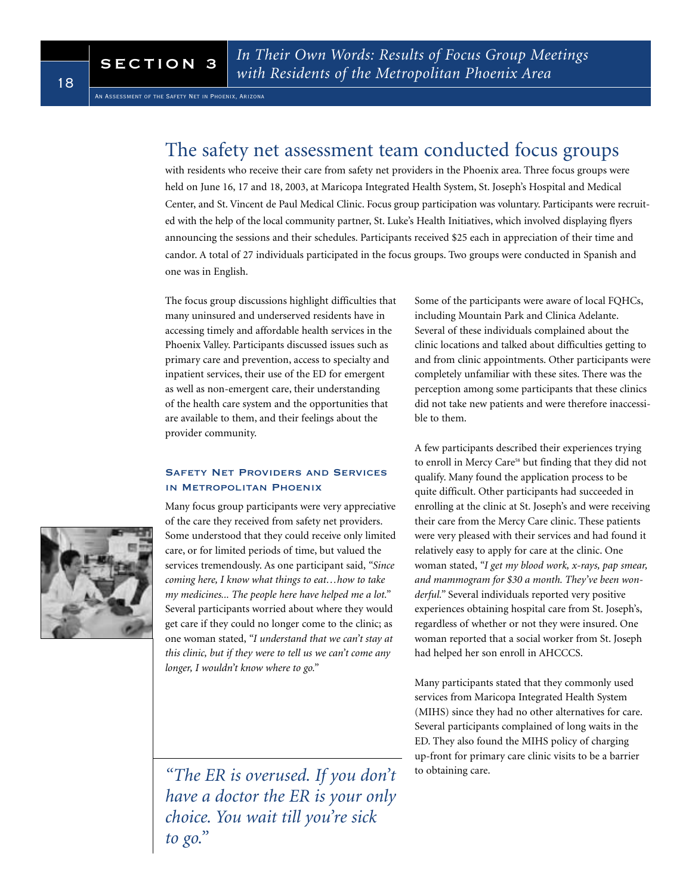## SECTION 3 In Their Own Words: Results of Focus Group Meetings with Residents of the Metropolitan Phoenix Area

# The safety net assessment team conducted focus groups

with residents who receive their care from safety net providers in the Phoenix area. Three focus groups were held on June 16, 17 and 18, 2003, at Maricopa Integrated Health System, St. Joseph's Hospital and Medical Center, and St. Vincent de Paul Medical Clinic. Focus group participation was voluntary. Participants were recruited with the help of the local community partner, St. Luke's Health Initiatives, which involved displaying flyers announcing the sessions and their schedules. Participants received $25 each in appreciation of their time and candor. A total of 27 individuals participated in the focus groups. Two groups were conducted in Spanish and one was in English.

The focus group discussions highlight difficulties that many uninsured and underserved residents have in accessing timely and affordable health services in the Phoenix Valley. Participants discussed issues such as primary care and prevention, access to specialty and inpatient services, their use of the ED for emergent as well as non-emergent care, their understanding of the health care system and the opportunities that are available to them, and their feelings about the provider community.

### Safety Net Providers and Services in Metropolitan Phoenix

Many focus group participants were very appreciative of the care they received from safety net providers. Some understood that they could receive only limited care, or for limited periods of time, but valued the services tremendously. As one participant said, *"Since coming here, I know what things to eat…how to take my medicines... The people here have helped me a lot."* Several participants worried about where they would get care if they could no longer come to the clinic; as one woman stated, *"I understand that we can't stay at this clinic, but if they were to tell us we can't come any longer, I wouldn't know where to go."*

*"The ER is overused. If you don't have a doctor the ER is your only choice. You wait till you're sick to go."*

Some of the participants were aware of local FQHCs, including Mountain Park and Clinica Adelante. Several of these individuals complained about the clinic locations and talked about difficulties getting to and from clinic appointments. Other participants were completely unfamiliar with these sites. There was the perception among some participants that these clinics did not take new patients and were therefore inaccessible to them.

A few participants described their experiences trying to enroll in Mercy Care[58] but finding that they did not qualify. Many found the application process to be quite difficult. Other participants had succeeded in enrolling at the clinic at St. Joseph's and were receiving their care from the Mercy Care clinic. These patients were very pleased with their services and had found it relatively easy to apply for care at the clinic. One woman stated, *"I get my blood work, x-rays, pap smear, and mammogram for $30 a month. They've been wonderful."* Several individuals reported very positive experiences obtaining hospital care from St. Joseph's, regardless of whether or not they were insured. One woman reported that a social worker from St. Joseph had helped her son enroll in AHCCCS.

Many participants stated that they commonly used services from Maricopa Integrated Health System (MIHS) since they had no other alternatives for care. Several participants complained of long waits in the ED. They also found the MIHS policy of charging up-front for primary care clinic visits to be a barrier to obtaining care.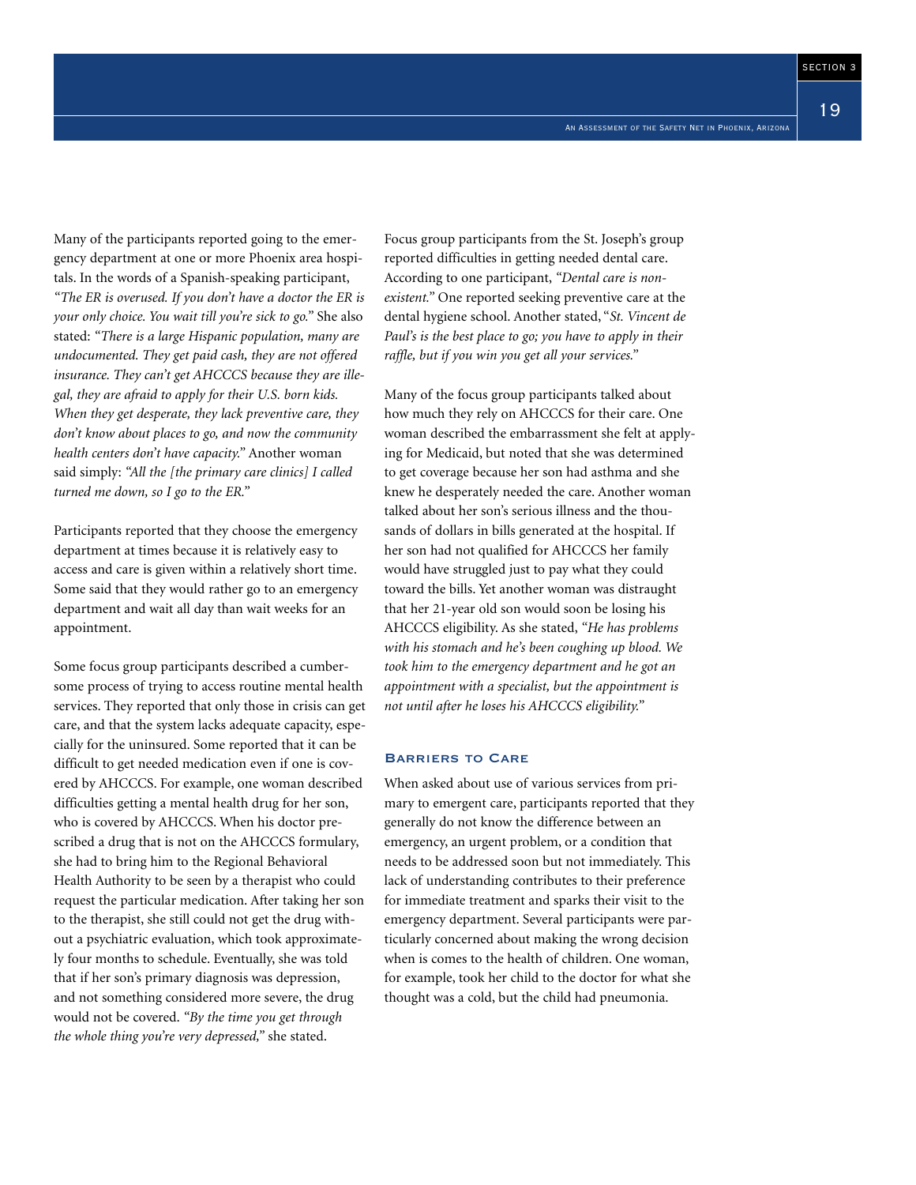Many of the participants reported going to the emergency department at one or more Phoenix area hospitals. In the words of a Spanish-speaking participant, *"The ER is overused. If you don't have a doctor the ER is your only choice. You wait till you're sick to go."* She also stated: *"There is a large Hispanic population, many are undocumented. They get paid cash, they are not offered insurance. They can't get AHCCCS because they are illegal, they are afraid to apply for their U.S. born kids. When they get desperate, they lack preventive care, they don't know about places to go, and now the community health centers don't have capacity."* Another woman said simply: *"All the [the primary care clinics] I called turned me down, so I go to the ER."*

Participants reported that they choose the emergency department at times because it is relatively easy to access and care is given within a relatively short time. Some said that they would rather go to an emergency department and wait all day than wait weeks for an appointment.

Some focus group participants described a cumbersome process of trying to access routine mental health services. They reported that only those in crisis can get care, and that the system lacks adequate capacity, especially for the uninsured. Some reported that it can be difficult to get needed medication even if one is covered by AHCCCS. For example, one woman described difficulties getting a mental health drug for her son, who is covered by AHCCCS. When his doctor prescribed a drug that is not on the AHCCCS formulary, she had to bring him to the Regional Behavioral Health Authority to be seen by a therapist who could request the particular medication. After taking her son to the therapist, she still could not get the drug without a psychiatric evaluation, which took approximately four months to schedule. Eventually, she was told that if her son's primary diagnosis was depression, and not something considered more severe, the drug would not be covered. *"By the time you get through the whole thing you're very depressed,"* she stated.

Focus group participants from the St. Joseph's group reported difficulties in getting needed dental care. According to one participant, *"Dental care is non-existent."* One reported seeking preventive care at the dental hygiene school. Another stated, *"St. Vincent de Paul's is the best place to go; you have to apply in their raffle, but if you win you get all your services."*

Many of the focus group participants talked about how much they rely on AHCCCS for their care. One woman described the embarrassment she felt at applying for Medicaid, but noted that she was determined to get coverage because her son had asthma and she knew he desperately needed the care. Another woman talked about her son's serious illness and the thousands of dollars in bills generated at the hospital. If her son had not qualified for AHCCCS her family would have struggled just to pay what they could toward the bills. Yet another woman was distraught that her 21-year old son would soon be losing his AHCCCS eligibility. As she stated, *"He has problems with his stomach and he's been coughing up blood. We took him to the emergency department and he got an appointment with a specialist, but the appointment is not until after he loses his AHCCCS eligibility."*

### Barriers to Care

When asked about use of various services from primary to emergent care, participants reported that they generally do not know the difference between an emergency, an urgent problem, or a condition that needs to be addressed soon but not immediately. This lack of understanding contributes to their preference for immediate treatment and sparks their visit to the emergency department. Several participants were particularly concerned about making the wrong decision when is comes to the health of children. One woman, for example, took her child to the doctor for what she thought was a cold, but the child had pneumonia.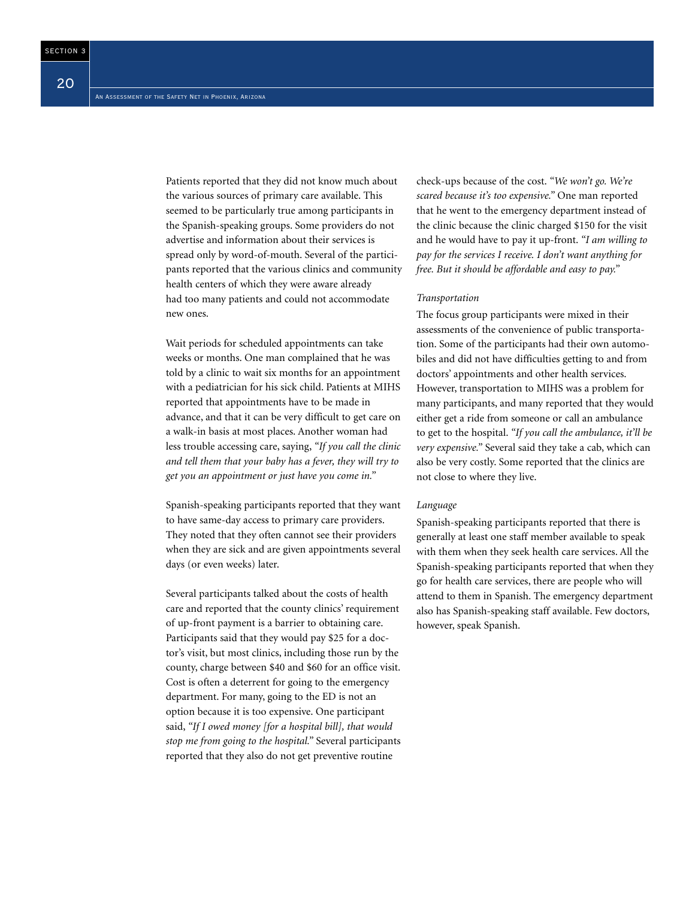Patients reported that they did not know much about the various sources of primary care available. This seemed to be particularly true among participants in the Spanish-speaking groups. Some providers do not advertise and information about their services is spread only by word-of-mouth. Several of the participants reported that the various clinics and community health centers of which they were aware already had too many patients and could not accommodate new ones.

Wait periods for scheduled appointments can take weeks or months. One man complained that he was told by a clinic to wait six months for an appointment with a pediatrician for his sick child. Patients at MIHS reported that appointments have to be made in advance, and that it can be very difficult to get care on a walk-in basis at most places. Another woman had less trouble accessing care, saying, *"If you call the clinic and tell them that your baby has a fever, they will try to get you an appointment or just have you come in."*

Spanish-speaking participants reported that they want to have same-day access to primary care providers. They noted that they often cannot see their providers when they are sick and are given appointments several days (or even weeks) later.

Several participants talked about the costs of health care and reported that the county clinics' requirement of up-front payment is a barrier to obtaining care. Participants said that they would pay $25 for a doctor's visit, but most clinics, including those run by the county, charge between $40 and $60 for an office visit. Cost is often a deterrent for going to the emergency department. For many, going to the ED is not an option because it is too expensive. One participant said, *"If I owed money [for a hospital bill], that would stop me from going to the hospital."* Several participants reported that they also do not get preventive routine check-ups because of the cost. *"We won't go. We're scared because it's too expensive."* One man reported that he went to the emergency department instead of the clinic because the clinic charged $150 for the visit and he would have to pay it up-front. *"I am willing to pay for the services I receive. I don't want anything for free. But it should be affordable and easy to pay."*

*Transportation*

The focus group participants were mixed in their assessments of the convenience of public transportation. Some of the participants had their own automobiles and did not have difficulties getting to and from doctors' appointments and other health services. However, transportation to MIHS was a problem for many participants, and many reported that they would either get a ride from someone or call an ambulance to get to the hospital. *"If you call the ambulance, it'll be very expensive."* Several said they take a cab, which can also be very costly. Some reported that the clinics are not close to where they live.

*Language*

Spanish-speaking participants reported that there is generally at least one staff member available to speak with them when they seek health care services. All the Spanish-speaking participants reported that when they go for health care services, there are people who will attend to them in Spanish. The emergency department also has Spanish-speaking staff available. Few doctors, however, speak Spanish.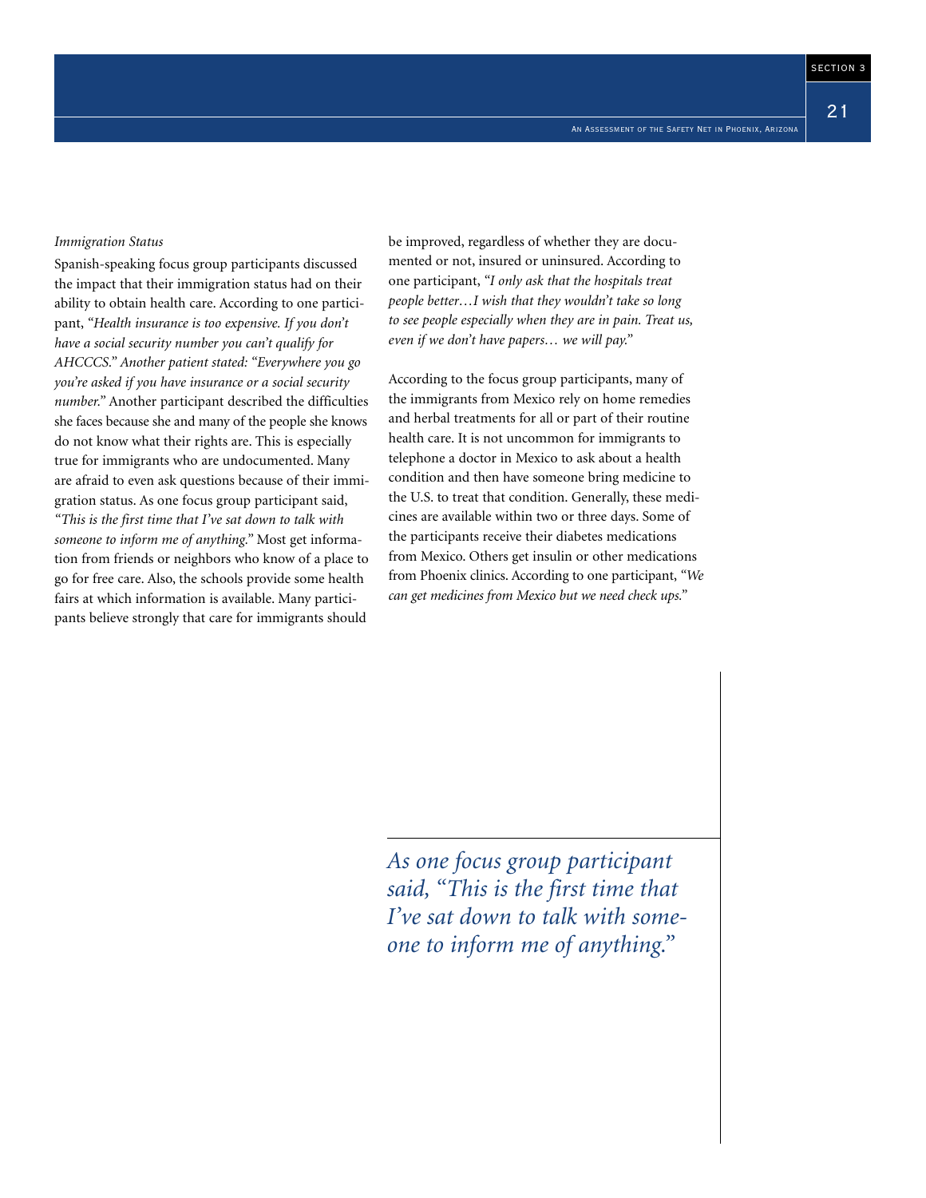*Immigration Status*

Spanish-speaking focus group participants discussed the impact that their immigration status had on their ability to obtain health care. According to one participant, *"Health insurance is too expensive. If you don't have a social security number you can't qualify for AHCCCS." Another patient stated: "Everywhere you go you're asked if you have insurance or a social security number."* Another participant described the difficulties she faces because she and many of the people she knows do not know what their rights are. This is especially true for immigrants who are undocumented. Many are afraid to even ask questions because of their immigration status. As one focus group participant said, *"This is the first time that I've sat down to talk with someone to inform me of anything."* Most get information from friends or neighbors who know of a place to go for free care. Also, the schools provide some health fairs at which information is available. Many participants believe strongly that care for immigrants should be improved, regardless of whether they are documented or not, insured or uninsured. According to one participant, *"I only ask that the hospitals treat people better…I wish that they wouldn't take so long to see people especially when they are in pain. Treat us, even if we don't have papers… we will pay."*

According to the focus group participants, many of the immigrants from Mexico rely on home remedies and herbal treatments for all or part of their routine health care. It is not uncommon for immigrants to telephone a doctor in Mexico to ask about a health condition and then have someone bring medicine to the U.S. to treat that condition. Generally, these medicines are available within two or three days. Some of the participants receive their diabetes medications from Mexico. Others get insulin or other medications from Phoenix clinics. According to one participant, *"We can get medicines from Mexico but we need check ups."*

*As one focus group participant said, "This is the first time that I've sat down to talk with someone to inform me of anything."*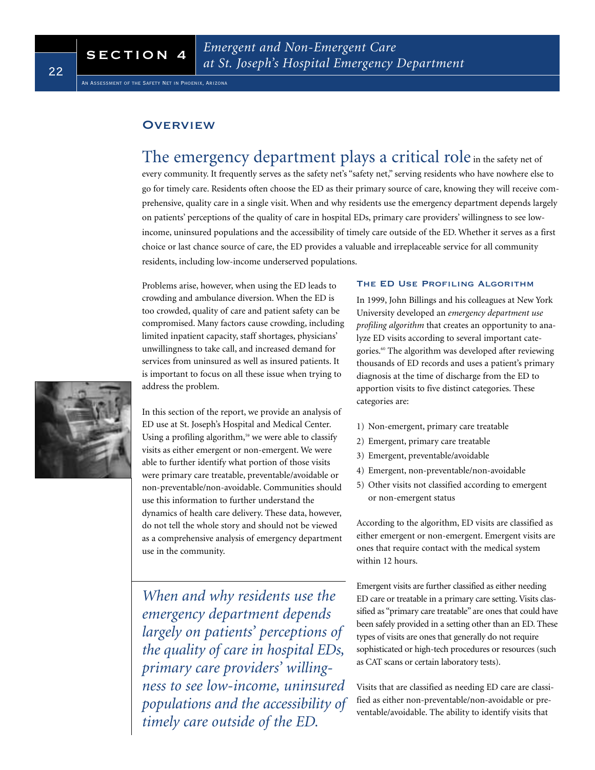## Overview

**The emergency department plays a critical role** in the safety net of every community. It frequently serves as the safety net's "safety net," serving residents who have nowhere else to go for timely care. Residents often choose the ED as their primary source of care, knowing they will receive comprehensive, quality care in a single visit. When and why residents use the emergency department depends largely on patients' perceptions of the quality of care in hospital EDs, primary care providers' willingness to see low-income, uninsured populations and the accessibility of timely care outside of the ED. Whether it serves as a first choice or last chance source of care, the ED provides a valuable and irreplaceable service for all community residents, including low-income underserved populations.

Problems arise, however, when using the ED leads to crowding and ambulance diversion. When the ED is too crowded, quality of care and patient safety can be compromised. Many factors cause crowding, including limited inpatient capacity, staff shortages, physicians' unwillingness to take call, and increased demand for services from uninsured as well as insured patients. It is important to focus on all these issue when trying to address the problem.

In this section of the report, we provide an analysis of ED use at St. Joseph's Hospital and Medical Center. Using a profiling algorithm,[59] we were able to classify visits as either emergent or non-emergent. We were able to further identify what portion of those visits were primary care treatable, preventable/avoidable or non-preventable/non-avoidable. Communities should use this information to further understand the dynamics of health care delivery. These data, however, do not tell the whole story and should not be viewed as a comprehensive analysis of emergency department use in the community.

*When and why residents use the emergency department depends largely on patients' perceptions of the quality of care in hospital EDs, primary care providers' willingness to see low-income, uninsured populations and the accessibility of timely care outside of the ED.*

### The ED Use Profiling Algorithm

In 1999, John Billings and his colleagues at New York University developed an *emergency department use profiling algorithm* that creates an opportunity to analyze ED visits according to several important categories.[60] The algorithm was developed after reviewing thousands of ED records and uses a patient's primary diagnosis at the time of discharge from the ED to apportion visits to five distinct categories. These categories are:

1) Non-emergent, primary care treatable
2) Emergent, primary care treatable
3) Emergent, preventable/avoidable
4) Emergent, non-preventable/non-avoidable
5) Other visits not classified according to emergent or non-emergent status

According to the algorithm, ED visits are classified as either emergent or non-emergent. Emergent visits are ones that require contact with the medical system within 12 hours.

Emergent visits are further classified as either needing ED care or treatable in a primary care setting. Visits classified as "primary care treatable" are ones that could have been safely provided in a setting other than an ED. These types of visits are ones that generally do not require sophisticated or high-tech procedures or resources (such as CAT scans or certain laboratory tests).

Visits that are classified as needing ED care are classified as either non-preventable/non-avoidable or preventable/avoidable. The ability to identify visits that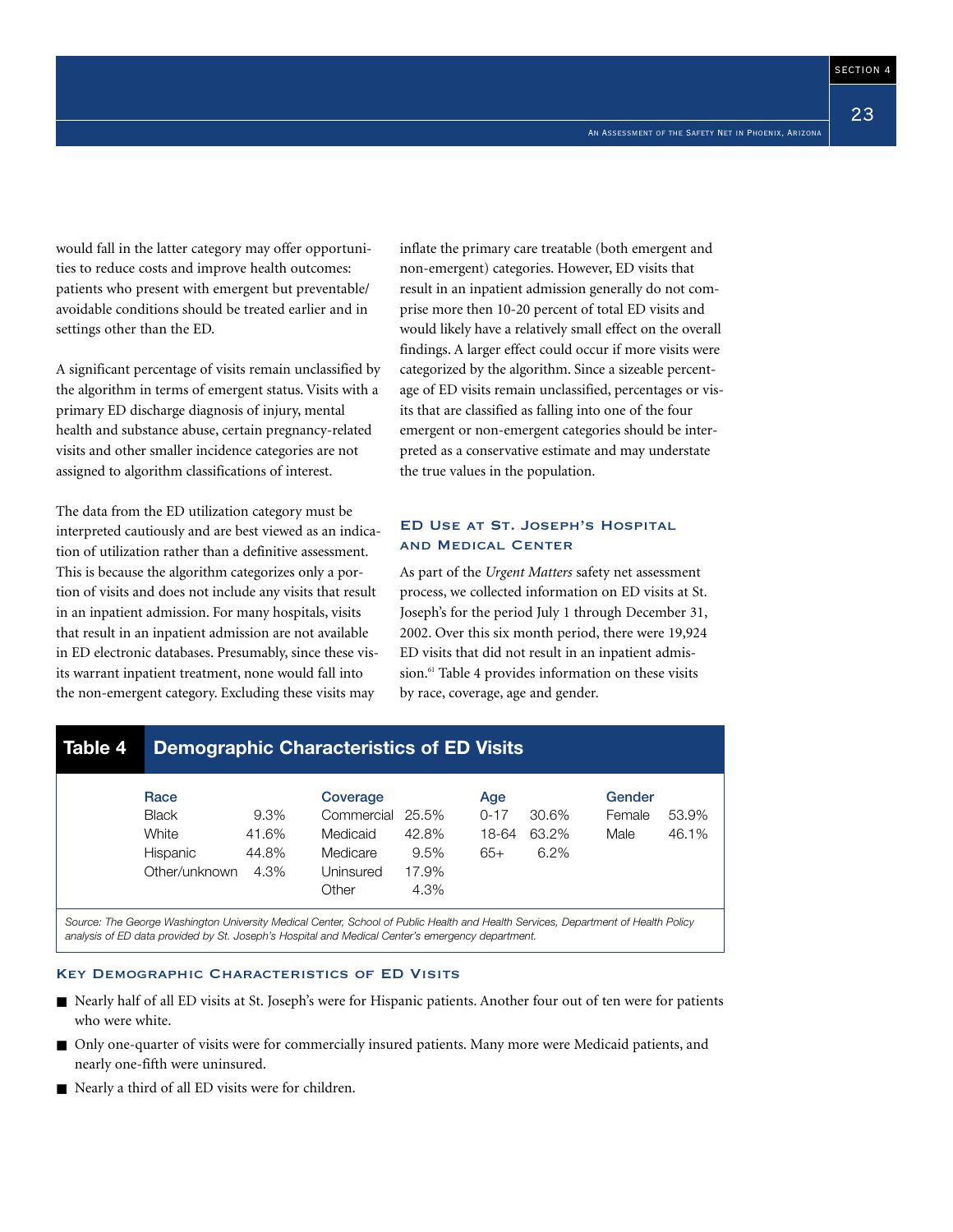would fall in the latter category may offer opportunities to reduce costs and improve health outcomes: patients who present with emergent but preventable/avoidable conditions should be treated earlier and in settings other than the ED.

A significant percentage of visits remain unclassified by the algorithm in terms of emergent status. Visits with a primary ED discharge diagnosis of injury, mental health and substance abuse, certain pregnancy-related visits and other smaller incidence categories are not assigned to algorithm classifications of interest.

The data from the ED utilization category must be interpreted cautiously and are best viewed as an indication of utilization rather than a definitive assessment. This is because the algorithm categorizes only a portion of visits and does not include any visits that result in an inpatient admission. For many hospitals, visits that result in an inpatient admission are not available in ED electronic databases. Presumably, since these visits warrant inpatient treatment, none would fall into the non-emergent category. Excluding these visits may inflate the primary care treatable (both emergent and non-emergent) categories. However, ED visits that result in an inpatient admission generally do not comprise more then 10-20 percent of total ED visits and would likely have a relatively small effect on the overall findings. A larger effect could occur if more visits were categorized by the algorithm. Since a sizeable percentage of ED visits remain unclassified, percentages or visits that are classified as falling into one of the four emergent or non-emergent categories should be interpreted as a conservative estimate and may understate the true values in the population.

### ED Use at St. Joseph's Hospital and Medical Center

As part of the *Urgent Matters* safety net assessment process, we collected information on ED visits at St. Joseph's for the period July 1 through December 31, 2002. Over this six month period, there were 19,924 ED visits that did not result in an inpatient admission.[61] Table 4 provides information on these visits by race, coverage, age and gender.

**Table 4 Demographic Characteristics of ED Visits**

| Race | | Coverage | | Age | | Gender | |
|---|---|---|---|---|---|---|---|
| Black | 9.3% | Commercial | 25.5% | 0-17 | 30.6% | Female | 53.9% |
| White | 41.6% | Medicaid | 42.8% | 18-64 | 63.2% | Male | 46.1% |
| Hispanic | 44.8% | Medicare | 9.5% | 65+ | 6.2% | | |
| Other/unknown | 4.3% | Uninsured | 17.9% | | | | |
| | | Other | 4.3% | | | | |

*Source: The George Washington University Medical Center, School of Public Health and Health Services, Department of Health Policy analysis of ED data provided by St. Joseph's Hospital and Medical Center's emergency department.*

### Key Demographic Characteristics of ED Visits

- Nearly half of all ED visits at St. Joseph's were for Hispanic patients. Another four out of ten were for patients who were white.
- Only one-quarter of visits were for commercially insured patients. Many more were Medicaid patients, and nearly one-fifth were uninsured.
- Nearly a third of all ED visits were for children.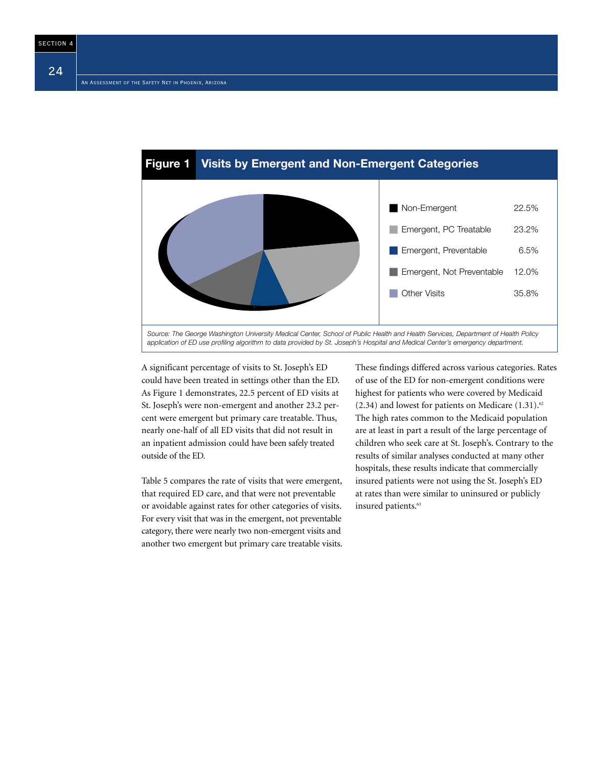**Figure 1 Visits by Emergent and Non-Emergent Categories**

| Category | Percent |
|---|---|
| Non-Emergent | 22.5% |
| Emergent, PC Treatable | 23.2% |
| Emergent, Preventable | 6.5% |
| Emergent, Not Preventable | 12.0% |
| Other Visits | 35.8% |

*Source: The George Washington University Medical Center, School of Public Health and Health Services, Department of Health Policy application of ED use profiling algorithm to data provided by St. Joseph's Hospital and Medical Center's emergency department.*

A significant percentage of visits to St. Joseph's ED could have been treated in settings other than the ED. As Figure 1 demonstrates, 22.5 percent of ED visits at St. Joseph's were non-emergent and another 23.2 percent were emergent but primary care treatable. Thus, nearly one-half of all ED visits that did not result in an inpatient admission could have been safely treated outside of the ED.

Table 5 compares the rate of visits that were emergent, that required ED care, and that were not preventable or avoidable against rates for other categories of visits. For every visit that was in the emergent, not preventable category, there were nearly two non-emergent visits and another two emergent but primary care treatable visits.

These findings differed across various categories. Rates of use of the ED for non-emergent conditions were highest for patients who were covered by Medicaid (2.34) and lowest for patients on Medicare (1.31).[62] The high rates common to the Medicaid population are at least in part a result of the large percentage of children who seek care at St. Joseph's. Contrary to the results of similar analyses conducted at many other hospitals, these results indicate that commercially insured patients were not using the St. Joseph's ED at rates than were similar to uninsured or publicly insured patients.[63]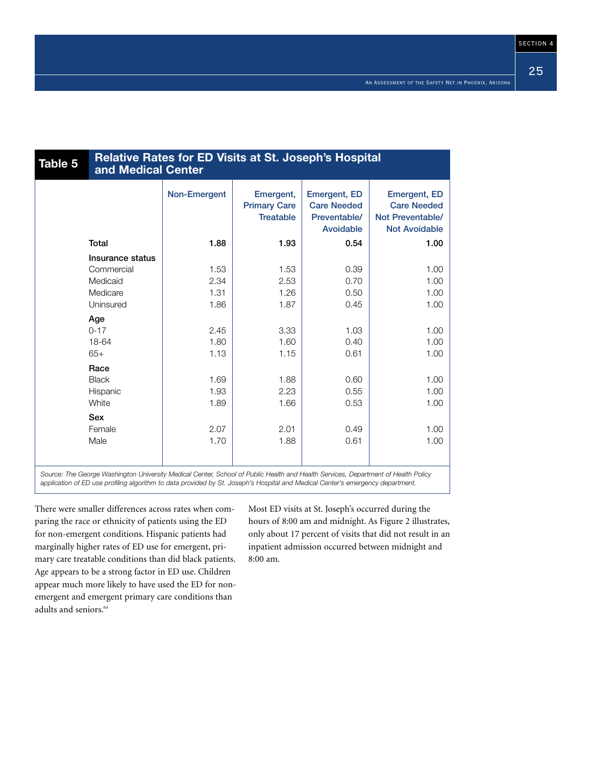**Table 5 Relative Rates for ED Visits at St. Joseph's Hospital and Medical Center**

| | Non-Emergent | Emergent, Primary Care Treatable | Emergent, ED Care Needed Preventable/ Avoidable | Emergent, ED Care Needed Not Preventable/ Not Avoidable |
|---|---|---|---|---|
| **Total** | **1.88** | **1.93** | **0.54** | **1.00** |
| **Insurance status** | | | | |
| Commercial | 1.53 | 1.53 | 0.39 | 1.00 |
| Medicaid | 2.34 | 2.53 | 0.70 | 1.00 |
| Medicare | 1.31 | 1.26 | 0.50 | 1.00 |
| Uninsured | 1.86 | 1.87 | 0.45 | 1.00 |
| **Age** | | | | |
| 0-17 | 2.45 | 3.33 | 1.03 | 1.00 |
| 18-64 | 1.80 | 1.60 | 0.40 | 1.00 |
| 65+ | 1.13 | 1.15 | 0.61 | 1.00 |
| **Race** | | | | |
| Black | 1.69 | 1.88 | 0.60 | 1.00 |
| Hispanic | 1.93 | 2.23 | 0.55 | 1.00 |
| White | 1.89 | 1.66 | 0.53 | 1.00 |
| **Sex** | | | | |
| Female | 2.07 | 2.01 | 0.49 | 1.00 |
| Male | 1.70 | 1.88 | 0.61 | 1.00 |

*Source: The George Washington University Medical Center, School of Public Health and Health Services, Department of Health Policy application of ED use profiling algorithm to data provided by St. Joseph's Hospital and Medical Center's emergency department.*

There were smaller differences across rates when comparing the race or ethnicity of patients using the ED for non-emergent conditions. Hispanic patients had marginally higher rates of ED use for emergent, primary care treatable conditions than did black patients. Age appears to be a strong factor in ED use. Children appear much more likely to have used the ED for non-emergent and emergent primary care conditions than adults and seniors.[64]

Most ED visits at St. Joseph's occurred during the hours of 8:00 am and midnight. As Figure 2 illustrates, only about 17 percent of visits that did not result in an inpatient admission occurred between midnight and 8:00 am.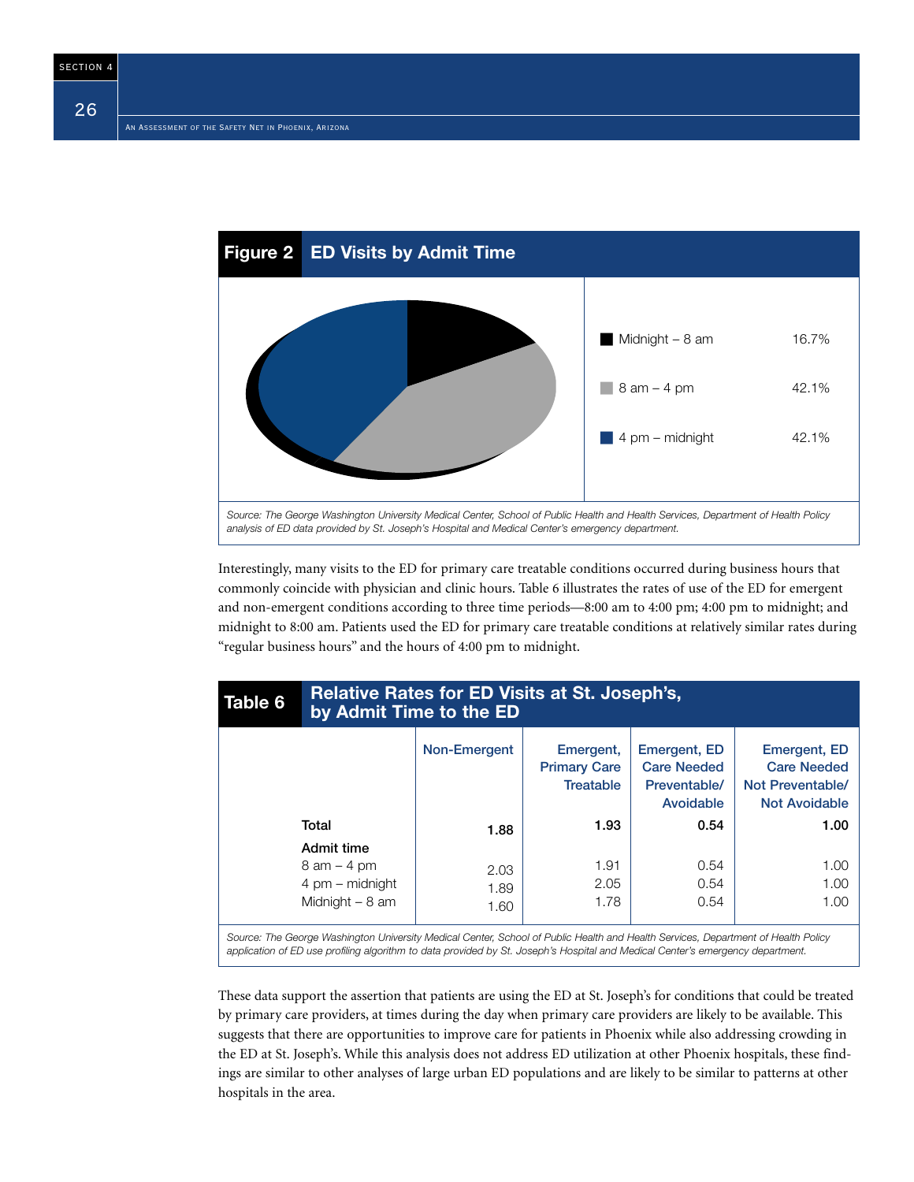**Figure 2 ED Visits by Admit Time**

| | |
|---|---|
| Midnight – 8 am | 16.7% |
| 8 am – 4 pm | 42.1% |
| 4 pm – midnight | 42.1% |

*Source: The George Washington University Medical Center, School of Public Health and Health Services, Department of Health Policy analysis of ED data provided by St. Joseph's Hospital and Medical Center's emergency department.*

Interestingly, many visits to the ED for primary care treatable conditions occurred during business hours that commonly coincide with physician and clinic hours. Table 6 illustrates the rates of use of the ED for emergent and non-emergent conditions according to three time periods—8:00 am to 4:00 pm; 4:00 pm to midnight; and midnight to 8:00 am. Patients used the ED for primary care treatable conditions at relatively similar rates during "regular business hours" and the hours of 4:00 pm to midnight.

**Table 6 Relative Rates for ED Visits at St. Joseph's, by Admit Time to the ED**

| | Non-Emergent | Emergent, Primary Care Treatable | Emergent, ED Care Needed Preventable/ Avoidable | Emergent, ED Care Needed Not Preventable/ Not Avoidable |
|---|---|---|---|---|
| **Total** | **1.88** | **1.93** | **0.54** | **1.00** |
| **Admit time** | | | | |
| 8 am – 4 pm | 2.03 | 1.91 | 0.54 | 1.00 |
| 4 pm – midnight | 1.89 | 2.05 | 0.54 | 1.00 |
| Midnight – 8 am | 1.60 | 1.78 | 0.54 | 1.00 |

*Source: The George Washington University Medical Center, School of Public Health and Health Services, Department of Health Policy application of ED use profiling algorithm to data provided by St. Joseph's Hospital and Medical Center's emergency department.*

These data support the assertion that patients are using the ED at St. Joseph's for conditions that could be treated by primary care providers, at times during the day when primary care providers are likely to be available. This suggests that there are opportunities to improve care for patients in Phoenix while also addressing crowding in the ED at St. Joseph's. While this analysis does not address ED utilization at other Phoenix hospitals, these findings are similar to other analyses of large urban ED populations and are likely to be similar to patterns at other hospitals in the area.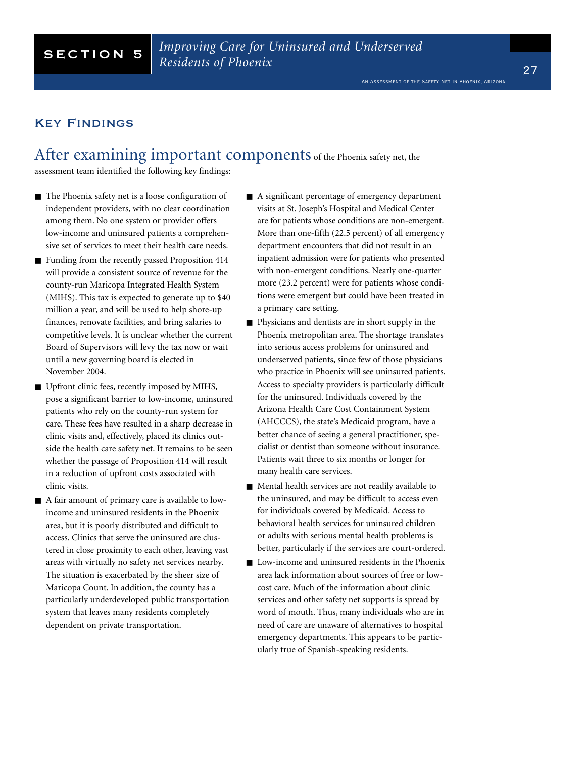## Key Findings

After examining important components of the Phoenix safety net, the assessment team identified the following key findings:

- The Phoenix safety net is a loose configuration of independent providers, with no clear coordination among them. No one system or provider offers low-income and uninsured patients a comprehensive set of services to meet their health care needs.
- Funding from the recently passed Proposition 414 will provide a consistent source of revenue for the county-run Maricopa Integrated Health System (MIHS). This tax is expected to generate up to $40 million a year, and will be used to help shore-up finances, renovate facilities, and bring salaries to competitive levels. It is unclear whether the current Board of Supervisors will levy the tax now or wait until a new governing board is elected in November 2004.
- Upfront clinic fees, recently imposed by MIHS, pose a significant barrier to low-income, uninsured patients who rely on the county-run system for care. These fees have resulted in a sharp decrease in clinic visits and, effectively, placed its clinics outside the health care safety net. It remains to be seen whether the passage of Proposition 414 will result in a reduction of upfront costs associated with clinic visits.
- A fair amount of primary care is available to low-income and uninsured residents in the Phoenix area, but it is poorly distributed and difficult to access. Clinics that serve the uninsured are clustered in close proximity to each other, leaving vast areas with virtually no safety net services nearby. The situation is exacerbated by the sheer size of Maricopa Count. In addition, the county has a particularly underdeveloped public transportation system that leaves many residents completely dependent on private transportation.
- A significant percentage of emergency department visits at St. Joseph's Hospital and Medical Center are for patients whose conditions are non-emergent. More than one-fifth (22.5 percent) of all emergency department encounters that did not result in an inpatient admission were for patients who presented with non-emergent conditions. Nearly one-quarter more (23.2 percent) were for patients whose conditions were emergent but could have been treated in a primary care setting.
- Physicians and dentists are in short supply in the Phoenix metropolitan area. The shortage translates into serious access problems for uninsured and underserved patients, since few of those physicians who practice in Phoenix will see uninsured patients. Access to specialty providers is particularly difficult for the uninsured. Individuals covered by the Arizona Health Care Cost Containment System (AHCCCS), the state's Medicaid program, have a better chance of seeing a general practitioner, specialist or dentist than someone without insurance. Patients wait three to six months or longer for many health care services.
- Mental health services are not readily available to the uninsured, and may be difficult to access even for individuals covered by Medicaid. Access to behavioral health services for uninsured children or adults with serious mental health problems is better, particularly if the services are court-ordered.
- Low-income and uninsured residents in the Phoenix area lack information about sources of free or low-cost care. Much of the information about clinic services and other safety net supports is spread by word of mouth. Thus, many individuals who are in need of care are unaware of alternatives to hospital emergency departments. This appears to be particularly true of Spanish-speaking residents.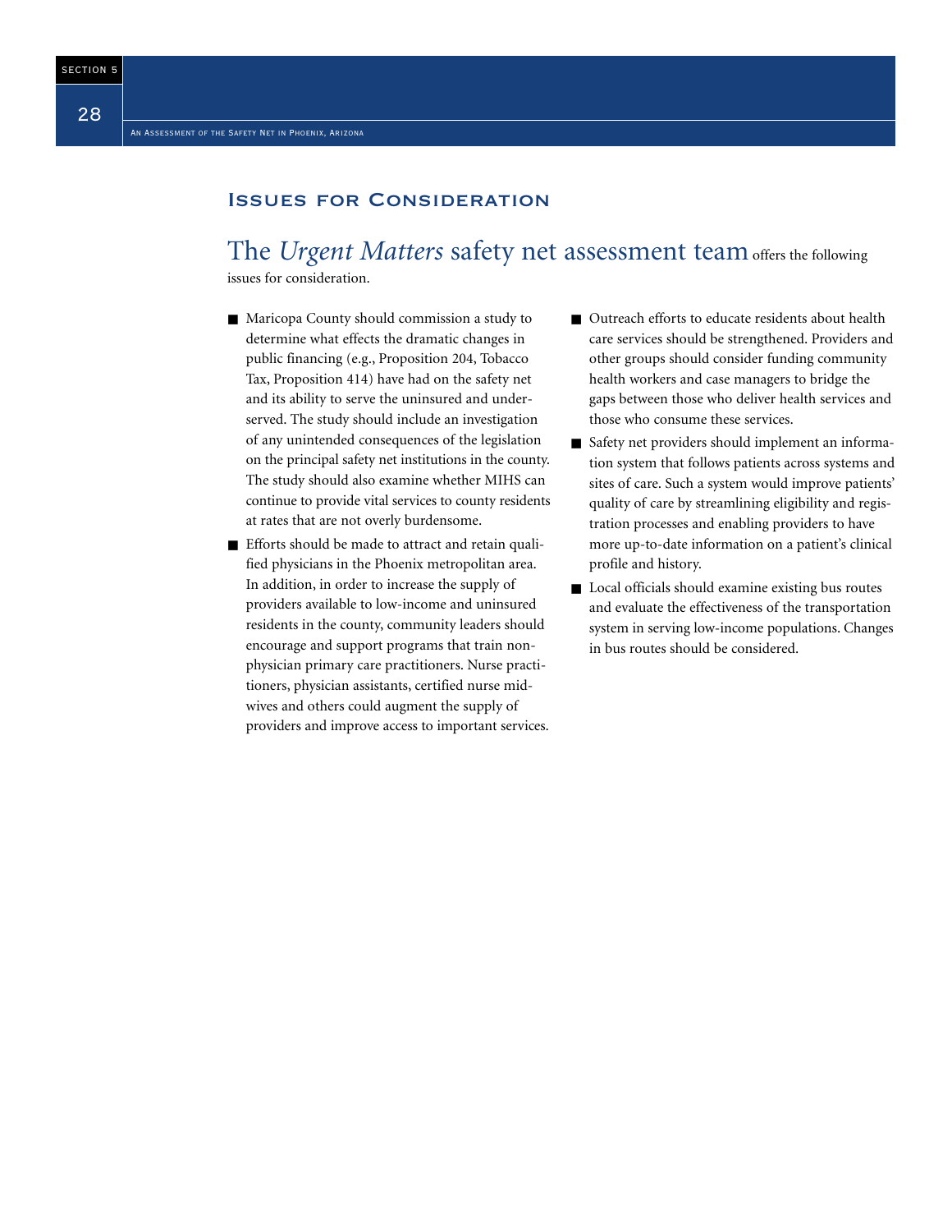## Issues for Consideration

The *Urgent Matters* safety net assessment team offers the following issues for consideration.

- Maricopa County should commission a study to determine what effects the dramatic changes in public financing (e.g., Proposition 204, Tobacco Tax, Proposition 414) have had on the safety net and its ability to serve the uninsured and underserved. The study should include an investigation of any unintended consequences of the legislation on the principal safety net institutions in the county. The study should also examine whether MIHS can continue to provide vital services to county residents at rates that are not overly burdensome.
- Efforts should be made to attract and retain qualified physicians in the Phoenix metropolitan area. In addition, in order to increase the supply of providers available to low-income and uninsured residents in the county, community leaders should encourage and support programs that train non-physician primary care practitioners. Nurse practitioners, physician assistants, certified nurse midwives and others could augment the supply of providers and improve access to important services.
- Outreach efforts to educate residents about health care services should be strengthened. Providers and other groups should consider funding community health workers and case managers to bridge the gaps between those who deliver health services and those who consume these services.
- Safety net providers should implement an information system that follows patients across systems and sites of care. Such a system would improve patients' quality of care by streamlining eligibility and registration processes and enabling providers to have more up-to-date information on a patient's clinical profile and history.
- Local officials should examine existing bus routes and evaluate the effectiveness of the transportation system in serving low-income populations. Changes in bus routes should be considered.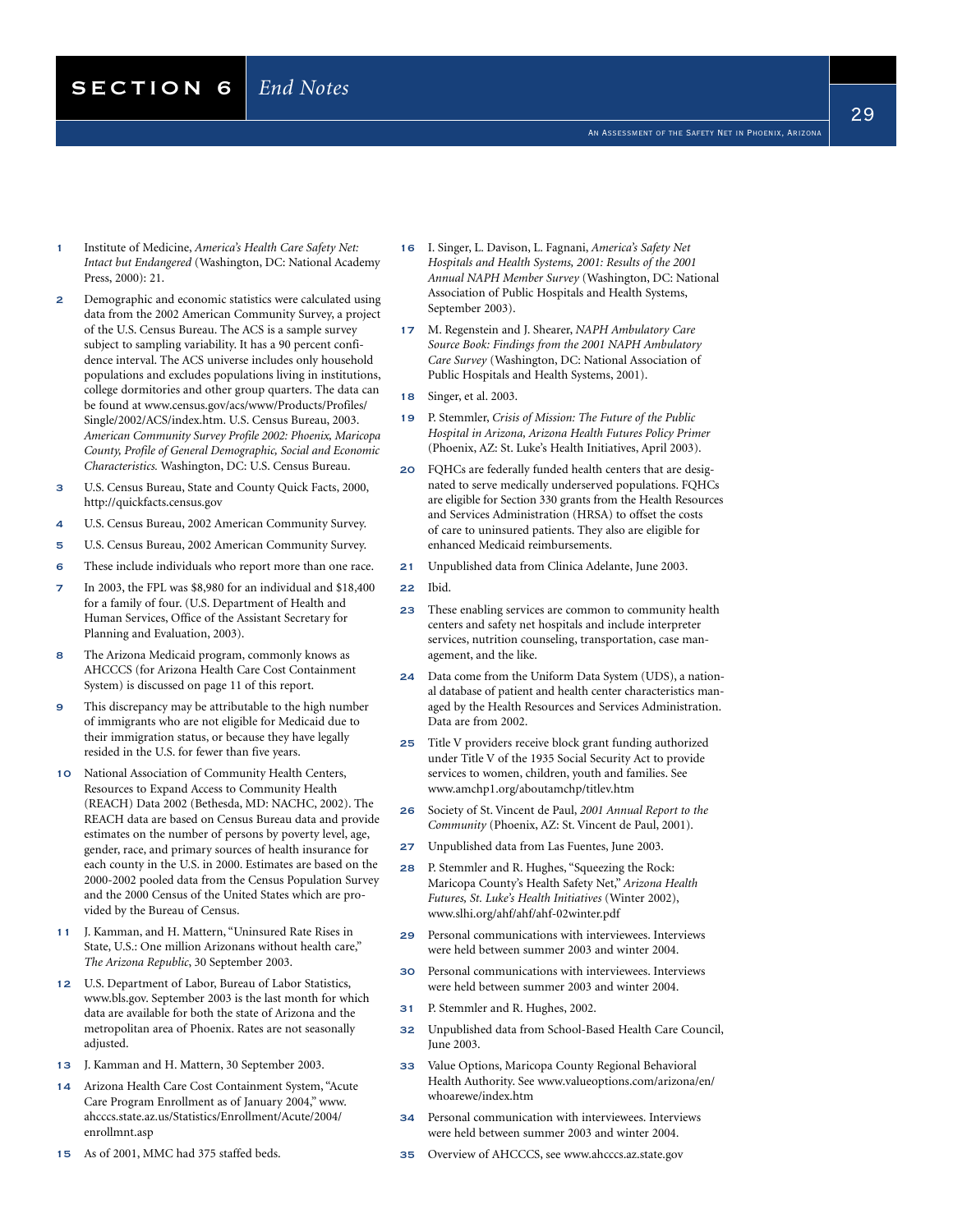# SECTION 6 *End Notes*

1. Institute of Medicine, *America's Health Care Safety Net: Intact but Endangered* (Washington, DC: National Academy Press, 2000): 21.
2. Demographic and economic statistics were calculated using data from the 2002 American Community Survey, a project of the U.S. Census Bureau. The ACS is a sample survey subject to sampling variability. It has a 90 percent confidence interval. The ACS universe includes only household populations and excludes populations living in institutions, college dormitories and other group quarters. The data can be found at www.census.gov/acs/www/Products/Profiles/Single/2002/ACS/index.htm. U.S. Census Bureau, 2003. *American Community Survey Profile 2002: Phoenix, Maricopa County, Profile of General Demographic, Social and Economic Characteristics.* Washington, DC: U.S. Census Bureau.
3. U.S. Census Bureau, State and County Quick Facts, 2000, http://quickfacts.census.gov
4. U.S. Census Bureau, 2002 American Community Survey.
5. U.S. Census Bureau, 2002 American Community Survey.
6. These include individuals who report more than one race.
7. In 2003, the FPL was $8,980 for an individual and $18,400 for a family of four. (U.S. Department of Health and Human Services, Office of the Assistant Secretary for Planning and Evaluation, 2003).
8. The Arizona Medicaid program, commonly knows as AHCCCS (for Arizona Health Care Cost Containment System) is discussed on page 11 of this report.
9. This discrepancy may be attributable to the high number of immigrants who are not eligible for Medicaid due to their immigration status, or because they have legally resided in the U.S. for fewer than five years.
10. National Association of Community Health Centers, Resources to Expand Access to Community Health (REACH) Data 2002 (Bethesda, MD: NACHC, 2002). The REACH data are based on Census Bureau data and provide estimates on the number of persons by poverty level, age, gender, race, and primary sources of health insurance for each county in the U.S. in 2000. Estimates are based on the 2000-2002 pooled data from the Census Population Survey and the 2000 Census of the United States which are provided by the Bureau of Census.
11. J. Kamman, and H. Mattern, "Uninsured Rate Rises in State, U.S.: One million Arizonans without health care," *The Arizona Republic*, 30 September 2003.
12. U.S. Department of Labor, Bureau of Labor Statistics, www.bls.gov. September 2003 is the last month for which data are available for both the state of Arizona and the metropolitan area of Phoenix. Rates are not seasonally adjusted.
13. J. Kamman and H. Mattern, 30 September 2003.
14. Arizona Health Care Cost Containment System, "Acute Care Program Enrollment as of January 2004," www.ahcccs.state.az.us/Statistics/Enrollment/Acute/2004/enrollmnt.asp
15. As of 2001, MMC had 375 staffed beds.
16. I. Singer, L. Davison, L. Fagnani, *America's Safety Net Hospitals and Health Systems, 2001: Results of the 2001 Annual NAPH Member Survey* (Washington, DC: National Association of Public Hospitals and Health Systems, September 2003).
17. M. Regenstein and J. Shearer, *NAPH Ambulatory Care Source Book: Findings from the 2001 NAPH Ambulatory Care Survey* (Washington, DC: National Association of Public Hospitals and Health Systems, 2001).
18. Singer, et al. 2003.
19. P. Stemmler, *Crisis of Mission: The Future of the Public Hospital in Arizona, Arizona Health Futures Policy Primer* (Phoenix, AZ: St. Luke's Health Initiatives, April 2003).
20. FQHCs are federally funded health centers that are designated to serve medically underserved populations. FQHCs are eligible for Section 330 grants from the Health Resources and Services Administration (HRSA) to offset the costs of care to uninsured patients. They also are eligible for enhanced Medicaid reimbursements.
21. Unpublished data from Clinica Adelante, June 2003.
22. Ibid.
23. These enabling services are common to community health centers and safety net hospitals and include interpreter services, nutrition counseling, transportation, case management, and the like.
24. Data come from the Uniform Data System (UDS), a national database of patient and health center characteristics managed by the Health Resources and Services Administration. Data are from 2002.
25. Title V providers receive block grant funding authorized under Title V of the 1935 Social Security Act to provide services to women, children, youth and families. See www.amchp1.org/aboutamchp/titlev.htm
26. Society of St. Vincent de Paul, *2001 Annual Report to the Community* (Phoenix, AZ: St. Vincent de Paul, 2001).
27. Unpublished data from Las Fuentes, June 2003.
28. P. Stemmler and R. Hughes, "Squeezing the Rock: Maricopa County's Health Safety Net," *Arizona Health Futures, St. Luke's Health Initiatives* (Winter 2002), www.slhi.org/ahf/ahf/ahf-02winter.pdf
29. Personal communications with interviewees. Interviews were held between summer 2003 and winter 2004.
30. Personal communications with interviewees. Interviews were held between summer 2003 and winter 2004.
31. P. Stemmler and R. Hughes, 2002.
32. Unpublished data from School-Based Health Care Council, June 2003.
33. Value Options, Maricopa County Regional Behavioral Health Authority. See www.valueoptions.com/arizona/en/whoarewe/index.htm
34. Personal communication with interviewees. Interviews were held between summer 2003 and winter 2004.
35. Overview of AHCCCS, see www.ahcccs.az.state.gov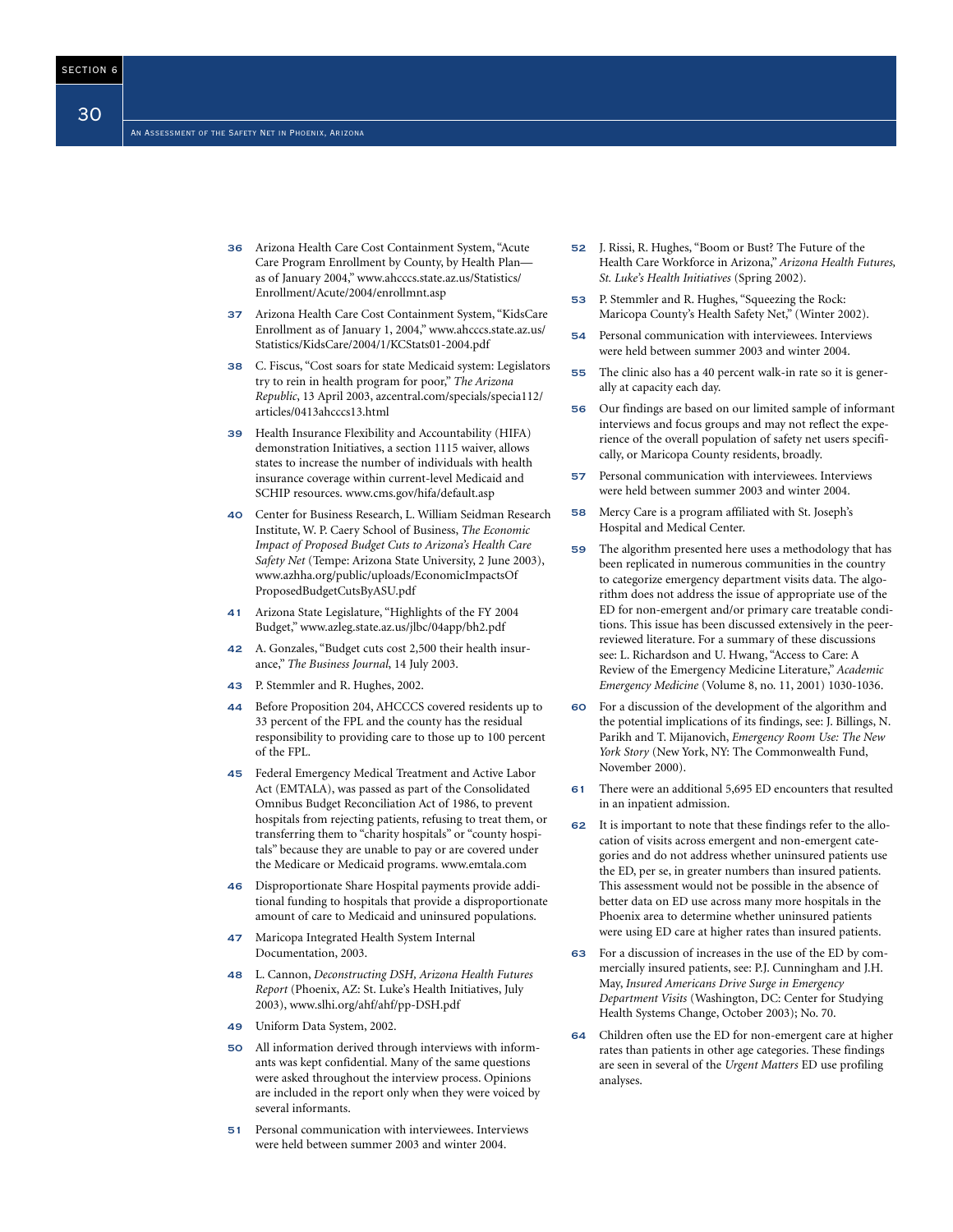36 Arizona Health Care Cost Containment System, "Acute Care Program Enrollment by County, by Health Plan—as of January 2004," www.ahcccs.state.az.us/Statistics/Enrollment/Acute/2004/enrollmnt.asp

37 Arizona Health Care Cost Containment System, "KidsCare Enrollment as of January 1, 2004," www.ahcccs.state.az.us/Statistics/KidsCare/2004/1/KCStats01-2004.pdf

38 C. Fiscus, "Cost soars for state Medicaid system: Legislators try to rein in health program for poor," *The Arizona Republic*, 13 April 2003, azcentral.com/specials/specia112/articles/0413ahcccs13.html

39 Health Insurance Flexibility and Accountability (HIFA) demonstration Initiatives, a section 1115 waiver, allows states to increase the number of individuals with health insurance coverage within current-level Medicaid and SCHIP resources. www.cms.gov/hifa/default.asp

40 Center for Business Research, L. William Seidman Research Institute, W. P. Caery School of Business, *The Economic Impact of Proposed Budget Cuts to Arizona's Health Care Safety Net* (Tempe: Arizona State University, 2 June 2003), www.azhha.org/public/uploads/EconomicImpactsOfProposedBudgetCutsByASU.pdf

41 Arizona State Legislature, "Highlights of the FY 2004 Budget," www.azleg.state.az.us/jlbc/04app/bh2.pdf

42 A. Gonzales, "Budget cuts cost 2,500 their health insurance," *The Business Journal*, 14 July 2003.

43 P. Stemmler and R. Hughes, 2002.

44 Before Proposition 204, AHCCCS covered residents up to 33 percent of the FPL and the county has the residual responsibility to providing care to those up to 100 percent of the FPL.

45 Federal Emergency Medical Treatment and Active Labor Act (EMTALA), was passed as part of the Consolidated Omnibus Budget Reconciliation Act of 1986, to prevent hospitals from rejecting patients, refusing to treat them, or transferring them to "charity hospitals" or "county hospitals" because they are unable to pay or are covered under the Medicare or Medicaid programs. www.emtala.com

46 Disproportionate Share Hospital payments provide additional funding to hospitals that provide a disproportionate amount of care to Medicaid and uninsured populations.

47 Maricopa Integrated Health System Internal Documentation, 2003.

48 L. Cannon, *Deconstructing DSH, Arizona Health Futures Report* (Phoenix, AZ: St. Luke's Health Initiatives, July 2003), www.slhi.org/ahf/ahf/pp-DSH.pdf

49 Uniform Data System, 2002.

50 All information derived through interviews with informants was kept confidential. Many of the same questions were asked throughout the interview process. Opinions are included in the report only when they were voiced by several informants.

51 Personal communication with interviewees. Interviews were held between summer 2003 and winter 2004.

52 J. Rissi, R. Hughes, "Boom or Bust? The Future of the Health Care Workforce in Arizona," *Arizona Health Futures, St. Luke's Health Initiatives* (Spring 2002).

53 P. Stemmler and R. Hughes, "Squeezing the Rock: Maricopa County's Health Safety Net," (Winter 2002).

54 Personal communication with interviewees. Interviews were held between summer 2003 and winter 2004.

55 The clinic also has a 40 percent walk-in rate so it is generally at capacity each day.

56 Our findings are based on our limited sample of informant interviews and focus groups and may not reflect the experience of the overall population of safety net users specifically, or Maricopa County residents, broadly.

57 Personal communication with interviewees. Interviews were held between summer 2003 and winter 2004.

58 Mercy Care is a program affiliated with St. Joseph's Hospital and Medical Center.

59 The algorithm presented here uses a methodology that has been replicated in numerous communities in the country to categorize emergency department visits data. The algorithm does not address the issue of appropriate use of the ED for non-emergent and/or primary care treatable conditions. This issue has been discussed extensively in the peer-reviewed literature. For a summary of these discussions see: L. Richardson and U. Hwang, "Access to Care: A Review of the Emergency Medicine Literature," *Academic Emergency Medicine* (Volume 8, no. 11, 2001) 1030-1036.

60 For a discussion of the development of the algorithm and the potential implications of its findings, see: J. Billings, N. Parikh and T. Mijanovich, *Emergency Room Use: The New York Story* (New York, NY: The Commonwealth Fund, November 2000).

61 There were an additional 5,695 ED encounters that resulted in an inpatient admission.

62 It is important to note that these findings refer to the allocation of visits across emergent and non-emergent categories and do not address whether uninsured patients use the ED, per se, in greater numbers than insured patients. This assessment would not be possible in the absence of better data on ED use across many more hospitals in the Phoenix area to determine whether uninsured patients were using ED care at higher rates than insured patients.

63 For a discussion of increases in the use of the ED by commercially insured patients, see: P.J. Cunningham and J.H. May, *Insured Americans Drive Surge in Emergency Department Visits* (Washington, DC: Center for Studying Health Systems Change, October 2003); No. 70.

64 Children often use the ED for non-emergent care at higher rates than patients in other age categories. These findings are seen in several of the *Urgent Matters* ED use profiling analyses.